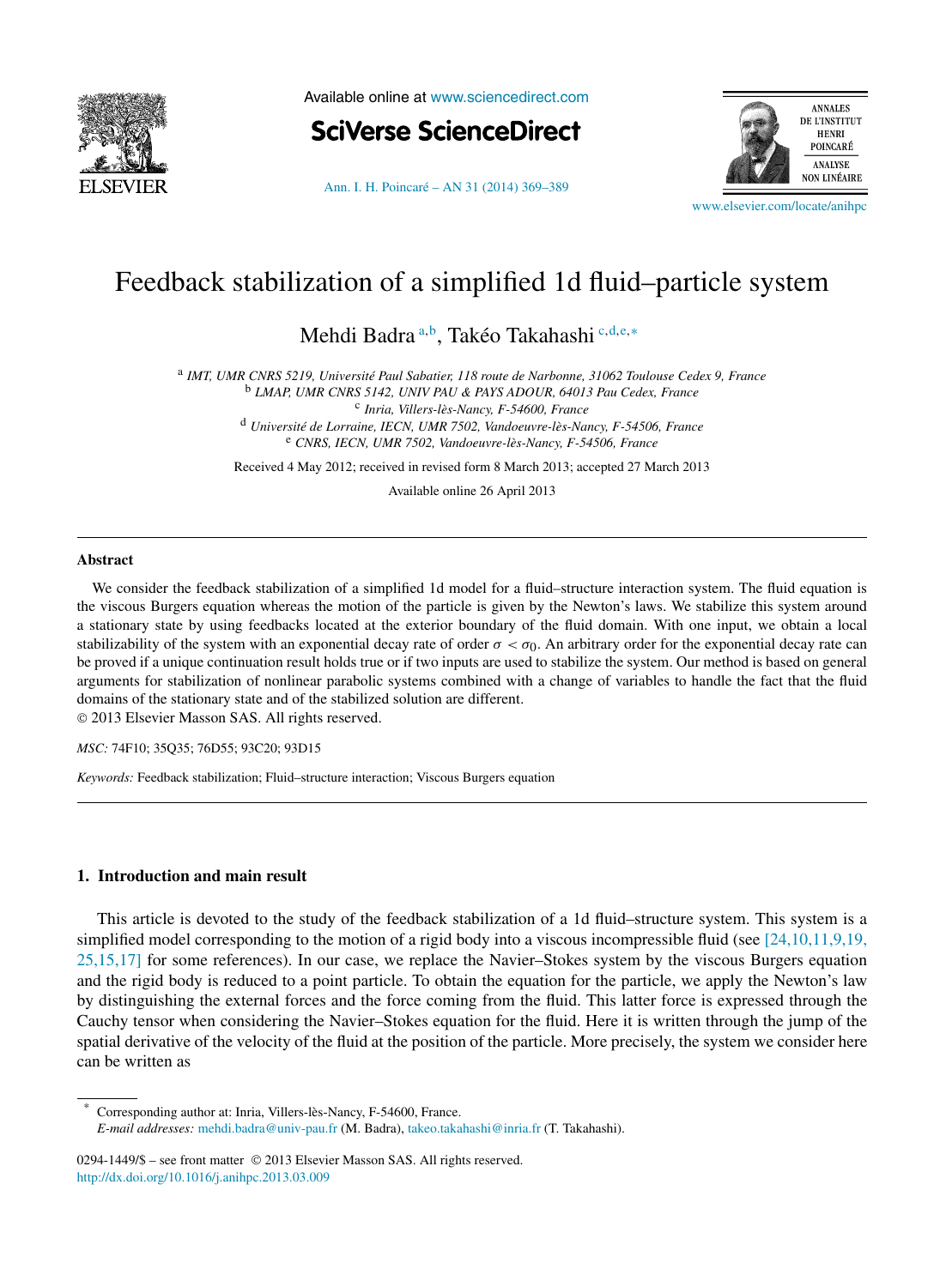# Feedback stabilization of a simplified 1d fluid–particle system

Mehdi Badra [a,b], Takéo Takahashi [c,d,e,*]

[a] IMT, UMR CNRS 5219, Université Paul Sabatier, 118 route de Narbonne, 31062 Toulouse Cedex 9, France
[b] LMAP, UMR CNRS 5142, UNIV PAU & PAYS ADOUR, 64013 Pau Cedex, France
[c] Inria, Villers-lès-Nancy, F-54600, France
[d] Université de Lorraine, IECN, UMR 7502, Vandoeuvre-lès-Nancy, F-54506, France
[e] CNRS, IECN, UMR 7502, Vandoeuvre-lès-Nancy, F-54506, France

Received 4 May 2012; received in revised form 8 March 2013; accepted 27 March 2013

Available online 26 April 2013

## Abstract

We consider the feedback stabilization of a simplified 1d model for a fluid–structure interaction system. The fluid equation is the viscous Burgers equation whereas the motion of the particle is given by the Newton's laws. We stabilize this system around a stationary state by using feedbacks located at the exterior boundary of the fluid domain. With one input, we obtain a local stabilizability of the system with an exponential decay rate of order $\sigma < \sigma_0$. An arbitrary order for the exponential decay rate can be proved if a unique continuation result holds true or if two inputs are used to stabilize the system. Our method is based on general arguments for stabilization of nonlinear parabolic systems combined with a change of variables to handle the fact that the fluid domains of the stationary state and of the stabilized solution are different.

© 2013 Elsevier Masson SAS. All rights reserved.

*MSC:* 74F10; 35Q35; 76D55; 93C20; 93D15

*Keywords:* Feedback stabilization; Fluid–structure interaction; Viscous Burgers equation

## 1. Introduction and main result

This article is devoted to the study of the feedback stabilization of a 1d fluid–structure system. This system is a simplified model corresponding to the motion of a rigid body into a viscous incompressible fluid (see [24,10,11,9,19,25,15,17] for some references). In our case, we replace the Navier–Stokes system by the viscous Burgers equation and the rigid body is reduced to a point particle. To obtain the equation for the particle, we apply the Newton's law by distinguishing the external forces and the force coming from the fluid. This latter force is expressed through the Cauchy tensor when considering the Navier–Stokes equation for the fluid. Here it is written through the jump of the spatial derivative of the velocity of the fluid at the position of the particle. More precisely, the system we consider here can be written as

* Corresponding author at: Inria, Villers-lès-Nancy, F-54600, France.
*E-mail addresses:* mehdi.badra@univ-pau.fr (M. Badra), takeo.takahashi@inria.fr (T. Takahashi).

0294-1449/$ – see front matter © 2013 Elsevier Masson SAS. All rights reserved.
http://dx.doi.org/10.1016/j.anihpc.2013.03.009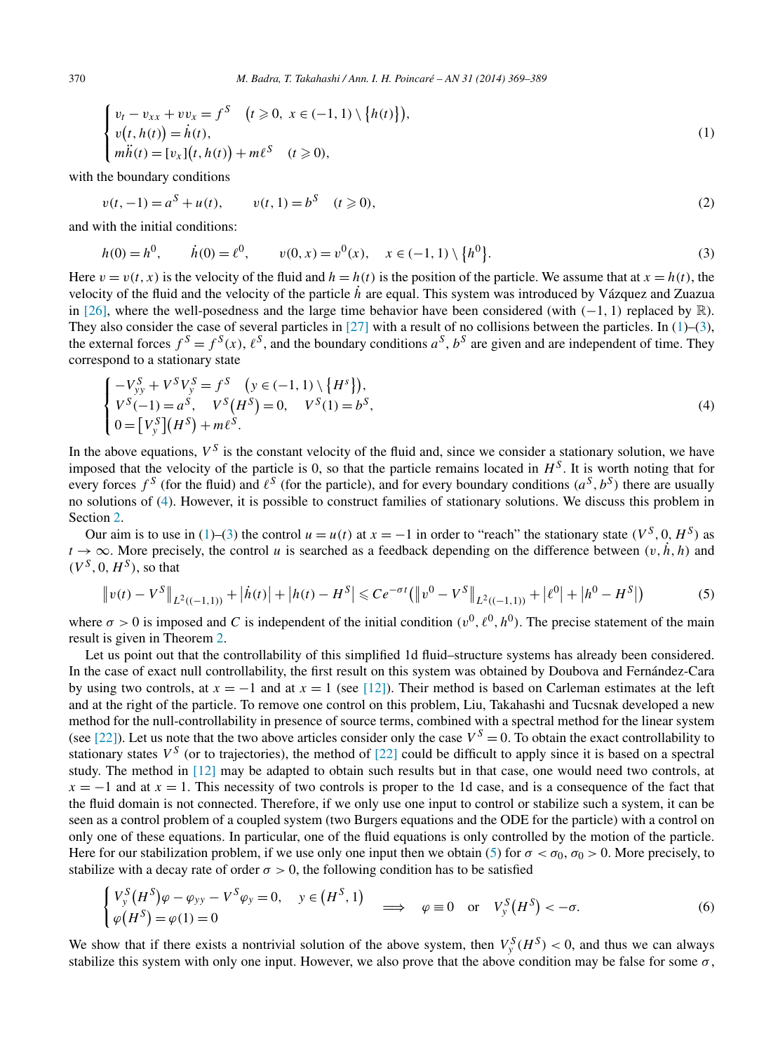$$
\begin{cases}
v_t - v_{xx} + v v_x = f^S & \big(t \geqslant 0,\ x \in (-1,1) \setminus \{h(t)\}\big),\\
v\big(t, h(t)\big) = \dot{h}(t),\\
m\ddot{h}(t) = [v_x]\big(t, h(t)\big) + m\ell^S & (t \geqslant 0),
\end{cases}
\tag{1}
$$

with the boundary conditions

$$
v(t,-1) = a^S + u(t), \qquad v(t,1) = b^S \quad (t \geqslant 0),
\tag{2}
$$

and with the initial conditions:

$$
h(0) = h^0, \qquad \dot{h}(0) = \ell^0, \qquad v(0,x) = v^0(x), \quad x \in (-1,1) \setminus \{h^0\}.
\tag{3}
$$

Here $v = v(t,x)$ is the velocity of the fluid and $h = h(t)$ is the position of the particle. We assume that at $x = h(t)$, the velocity of the fluid and the velocity of the particle $\dot{h}$ are equal. This system was introduced by Vázquez and Zuazua in [26], where the well-posedness and the large time behavior have been considered (with $(-1,1)$ replaced by $\mathbb{R}$). They also consider the case of several particles in [27] with a result of no collisions between the particles. In (1)–(3), the external forces $f^S = f^S(x)$, $\ell^S$, and the boundary conditions $a^S$, $b^S$ are given and are independent of time. They correspond to a stationary state

$$
\begin{cases}
-V^S_{yy} + V^S V^S_y = f^S & \big(y \in (-1,1) \setminus \{H^s\}\big),\\
V^S(-1) = a^S, \quad V^S\big(H^S\big) = 0, \quad V^S(1) = b^S,\\
0 = \big[V^S_y\big]\big(H^S\big) + m\ell^S.
\end{cases}
\tag{4}
$$

In the above equations, $V^S$ is the constant velocity of the fluid and, since we consider a stationary solution, we have imposed that the velocity of the particle is 0, so that the particle remains located in $H^S$. It is worth noting that for every forces $f^S$ (for the fluid) and $\ell^S$ (for the particle), and for every boundary conditions $(a^S, b^S)$ there are usually no solutions of (4). However, it is possible to construct families of stationary solutions. We discuss this problem in Section 2.

Our aim is to use in (1)–(3) the control $u = u(t)$ at $x = -1$ in order to "reach" the stationary state $(V^S, 0, H^S)$ as $t \to \infty$. More precisely, the control $u$ is searched as a feedback depending on the difference between $(v, \dot{h}, h)$ and $(V^S, 0, H^S)$, so that

$$
\big\| v(t) - V^S \big\|_{L^2((-1,1))} + \big|\dot{h}(t)\big| + \big|h(t) - H^S\big| \leqslant C e^{-\sigma t} \big( \big\|v^0 - V^S\big\|_{L^2((-1,1))} + \big|\ell^0\big| + \big|h^0 - H^S\big| \big)
\tag{5}
$$

where $\sigma > 0$ is imposed and $C$ is independent of the initial condition $(v^0, \ell^0, h^0)$. The precise statement of the main result is given in Theorem 2.

Let us point out that the controllability of this simplified 1d fluid–structure systems has already been considered. In the case of exact null controllability, the first result on this system was obtained by Doubova and Fernández-Cara by using two controls, at $x = -1$ and at $x = 1$ (see [12]). Their method is based on Carleman estimates at the left and at the right of the particle. To remove one control on this problem, Liu, Takahashi and Tucsnak developed a new method for the null-controllability in presence of source terms, combined with a spectral method for the linear system (see [22]). Let us note that the two above articles consider only the case $V^S = 0$. To obtain the exact controllability to stationary states $V^S$ (or to trajectories), the method of [22] could be difficult to apply since it is based on a spectral study. The method in [12] may be adapted to obtain such results but in that case, one would need two controls, at $x = -1$ and at $x = 1$. This necessity of two controls is proper to the 1d case, and is a consequence of the fact that the fluid domain is not connected. Therefore, if we only use one input to control or stabilize such a system, it can be seen as a control problem of a coupled system (two Burgers equations and the ODE for the particle) with a control on only one of these equations. In particular, one of the fluid equations is only controlled by the motion of the particle. Here for our stabilization problem, if we use only one input then we obtain (5) for $\sigma < \sigma_0$, $\sigma_0 > 0$. More precisely, to stabilize with a decay rate of order $\sigma > 0$, the following condition has to be satisfied

$$
\begin{cases}
V^S_y\big(H^S\big)\varphi - \varphi_{yy} - V^S \varphi_y = 0, & y \in \big(H^S, 1\big)\\
\varphi\big(H^S\big) = \varphi(1) = 0
\end{cases}
\quad \Longrightarrow \quad \varphi \equiv 0 \quad \text{or} \quad V^S_y\big(H^S\big) < -\sigma.
\tag{6}
$$

We show that if there exists a nontrivial solution of the above system, then $V^S_y(H^S) < 0$, and thus we can always stabilize this system with only one input. However, we also prove that the above condition may be false for some $\sigma$,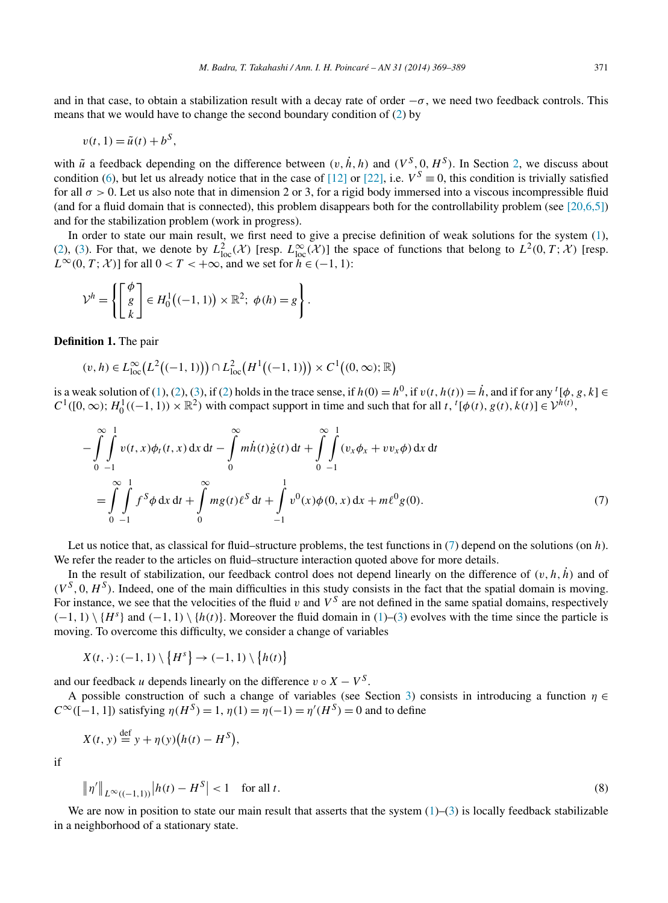and in that case, to obtain a stabilization result with a decay rate of order $-\sigma$, we need two feedback controls. This means that we would have to change the second boundary condition of (2) by

$$v(t,1) = \tilde{u}(t) + b^S,$$

with $\tilde{u}$ a feedback depending on the difference between $(v, \dot{h}, h)$ and $(V^S, 0, H^S)$. In Section 2, we discuss about condition (6), but let us already notice that in the case of [12] or [22], i.e. $V^S \equiv 0$, this condition is trivially satisfied for all $\sigma > 0$. Let us also note that in dimension 2 or 3, for a rigid body immersed into a viscous incompressible fluid (and for a fluid domain that is connected), this problem disappears both for the controllability problem (see [20,6,5]) and for the stabilization problem (work in progress).

In order to state our main result, we first need to give a precise definition of weak solutions for the system (1), (2), (3). For that, we denote by $L^2_{\text{loc}}(\mathcal{X})$ [resp. $L^\infty_{\text{loc}}(\mathcal{X})$] the space of functions that belong to $L^2(0,T;\mathcal{X})$ [resp. $L^\infty(0,T;\mathcal{X})$] for all $0 < T < +\infty$, and we set for $h \in (-1,1)$:

$$\mathcal{V}^h = \left\{ \begin{bmatrix} \phi \\ g \\ k \end{bmatrix} \in H^1_0\big((-1,1)\big) \times \mathbb{R}^2;\ \phi(h) = g \right\}.$$

**Definition 1.** The pair

$$(v,h) \in L^\infty_{\text{loc}}\big(L^2\big((-1,1)\big)\big) \cap L^2_{\text{loc}}\big(H^1\big((-1,1)\big)\big) \times C^1\big((0,\infty);\mathbb{R}\big)$$

is a weak solution of (1), (2), (3), if (2) holds in the trace sense, if $h(0) = h^0$, if $v(t,h(t)) = \dot{h}$, and if for any ${}^t[\phi, g, k] \in C^1([0,\infty); H^1_0((-1,1)) \times \mathbb{R}^2)$ with compact support in time and such that for all $t$, ${}^t[\phi(t), g(t), k(t)] \in \mathcal{V}^{h(t)}$,

$$\begin{aligned}
&-\int_0^\infty \int_{-1}^1 v(t,x)\phi_t(t,x)\,\mathrm{d}x\,\mathrm{d}t - \int_0^\infty m\dot{h}(t)\dot{g}(t)\,\mathrm{d}t + \int_0^\infty \int_{-1}^1 (v_x\phi_x + vv_x\phi)\,\mathrm{d}x\,\mathrm{d}t \\
&\quad = \int_0^\infty \int_{-1}^1 f^S\phi\,\mathrm{d}x\,\mathrm{d}t + \int_0^\infty mg(t)\ell^S\,\mathrm{d}t + \int_{-1}^1 v^0(x)\phi(0,x)\,\mathrm{d}x + m\ell^0 g(0).
\end{aligned} \tag{7}$$

Let us notice that, as classical for fluid–structure problems, the test functions in (7) depend on the solutions (on $h$). We refer the reader to the articles on fluid–structure interaction quoted above for more details.

In the result of stabilization, our feedback control does not depend linearly on the difference of $(v, h, \dot{h})$ and of $(V^S, 0, H^S)$. Indeed, one of the main difficulties in this study consists in the fact that the spatial domain is moving. For instance, we see that the velocities of the fluid $v$ and $V^S$ are not defined in the same spatial domains, respectively $(-1,1) \setminus \{H^s\}$ and $(-1,1) \setminus \{h(t)\}$. Moreover the fluid domain in (1)–(3) evolves with the time since the particle is moving. To overcome this difficulty, we consider a change of variables

$$X(t,\cdot) : (-1,1) \setminus \{H^s\} \to (-1,1) \setminus \{h(t)\}$$

and our feedback $u$ depends linearly on the difference $v \circ X - V^S$.

A possible construction of such a change of variables (see Section 3) consists in introducing a function $\eta \in C^\infty([-1,1])$ satisfying $\eta(H^S) = 1$, $\eta(1) = \eta(-1) = \eta'(H^S) = 0$ and to define

$$X(t,y) \stackrel{\text{def}}{=} y + \eta(y)\big(h(t) - H^S\big),$$

if

$$\|\eta'\|_{L^\infty((-1,1))} \big|h(t) - H^S\big| < 1 \quad \text{for all } t. \tag{8}$$

We are now in position to state our main result that asserts that the system (1)–(3) is locally feedback stabilizable in a neighborhood of a stationary state.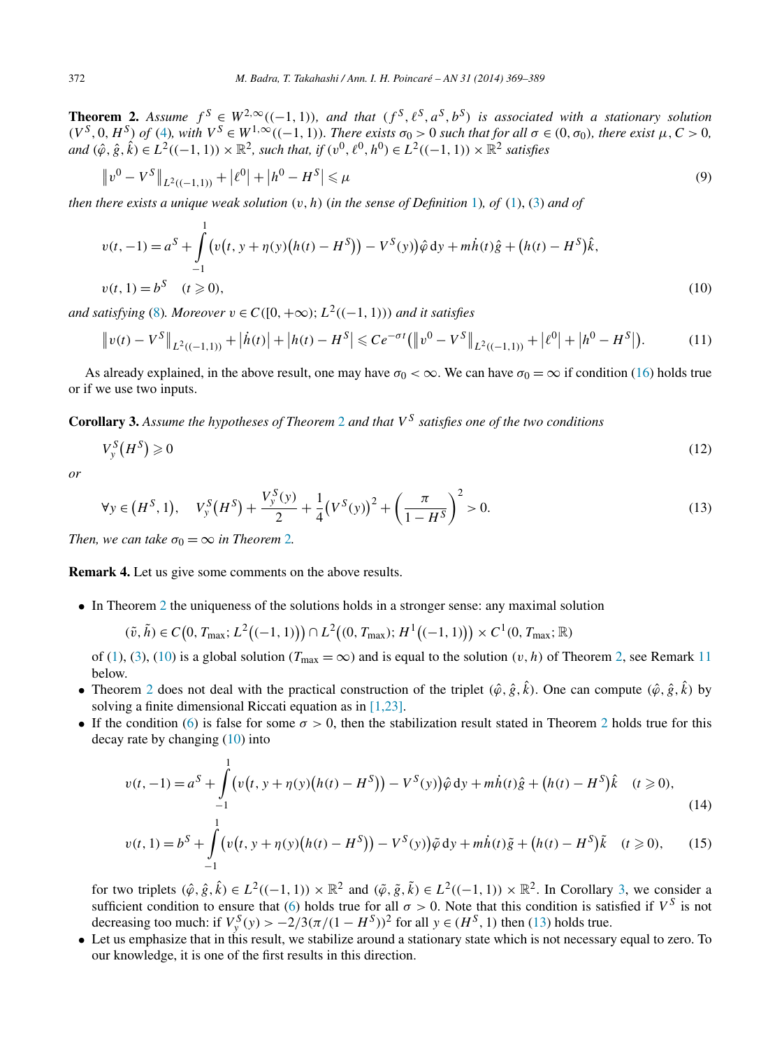**Theorem 2.** *Assume $f^S \in W^{2,\infty}((-1,1))$, and that $(f^S, \ell^S, a^S, b^S)$ is associated with a stationary solution $(V^S, 0, H^S)$ of (4), with $V^S \in W^{1,\infty}((-1,1))$. There exists $\sigma_0 > 0$ such that for all $\sigma \in (0, \sigma_0)$, there exist $\mu, C > 0$, and $(\hat{\varphi}, \hat{g}, \hat{k}) \in L^2((-1,1)) \times \mathbb{R}^2$, such that, if $(v^0, \ell^0, h^0) \in L^2((-1,1)) \times \mathbb{R}^2$ satisfies*

$$\left\| v^0 - V^S \right\|_{L^2((-1,1))} + \left| \ell^0 \right| + \left| h^0 - H^S \right| \leqslant \mu \tag{9}$$

*then there exists a unique weak solution $(v, h)$ (in the sense of Definition 1), of (1), (3) and of*

$$v(t,-1) = a^S + \int_{-1}^{1} \left( v\left(t, y + \eta(y)\left(h(t) - H^S\right)\right) - V^S(y) \right) \hat{\varphi}\, \mathrm{d}y + m\dot{h}(t)\hat{g} + \left(h(t) - H^S\right)\hat{k},$$

$$v(t,1) = b^S \quad (t \geqslant 0), \tag{10}$$

*and satisfying (8). Moreover $v \in C([0,+\infty); L^2((-1,1)))$ and it satisfies*

$$\left\| v(t) - V^S \right\|_{L^2((-1,1))} + \left| \dot{h}(t) \right| + \left| h(t) - H^S \right| \leqslant C e^{-\sigma t} \left( \left\| v^0 - V^S \right\|_{L^2((-1,1))} + \left| \ell^0 \right| + \left| h^0 - H^S \right| \right). \tag{11}$$

As already explained, in the above result, one may have $\sigma_0 < \infty$. We can have $\sigma_0 = \infty$ if condition (16) holds true or if we use two inputs.

**Corollary 3.** *Assume the hypotheses of Theorem 2 and that $V^S$ satisfies one of the two conditions*

$$V_y^S\left(H^S\right) \geqslant 0 \tag{12}$$

*or*

$$\forall y \in \left(H^S, 1\right), \quad V_y^S\left(H^S\right) + \frac{V_y^S(y)}{2} + \frac{1}{4}\left(V^S(y)\right)^2 + \left(\frac{\pi}{1 - H^S}\right)^2 > 0. \tag{13}$$

*Then, we can take $\sigma_0 = \infty$ in Theorem 2.*

**Remark 4.** Let us give some comments on the above results.

- In Theorem 2 the uniqueness of the solutions holds in a stronger sense: any maximal solution

  $$(\tilde{v}, \tilde{h}) \in C\left(0, T_{\max}; L^2\left((-1,1)\right)\right) \cap L^2\left((0, T_{\max}); H^1\left((-1,1)\right)\right) \times C^1(0, T_{\max}; \mathbb{R})$$

  of (1), (3), (10) is a global solution ($T_{\max} = \infty$) and is equal to the solution $(v, h)$ of Theorem 2, see Remark 11 below.
- Theorem 2 does not deal with the practical construction of the triplet $(\hat{\varphi}, \hat{g}, \hat{k})$. One can compute $(\hat{\varphi}, \hat{g}, \hat{k})$ by solving a finite dimensional Riccati equation as in [1,23].
- If the condition (6) is false for some $\sigma > 0$, then the stabilization result stated in Theorem 2 holds true for this decay rate by changing (10) into

  $$v(t,-1) = a^S + \int_{-1}^{1} \left( v\left(t, y + \eta(y)\left(h(t) - H^S\right)\right) - V^S(y) \right) \hat{\varphi}\, \mathrm{d}y + m\dot{h}(t)\hat{g} + \left(h(t) - H^S\right)\hat{k} \quad (t \geqslant 0), \tag{14}$$

  $$v(t,1) = b^S + \int_{-1}^{1} \left( v\left(t, y + \eta(y)\left(h(t) - H^S\right)\right) - V^S(y) \right) \tilde{\varphi}\, \mathrm{d}y + m\dot{h}(t)\tilde{g} + \left(h(t) - H^S\right)\tilde{k} \quad (t \geqslant 0), \tag{15}$$

  for two triplets $(\hat{\varphi}, \hat{g}, \hat{k}) \in L^2((-1,1)) \times \mathbb{R}^2$ and $(\tilde{\varphi}, \tilde{g}, \tilde{k}) \in L^2((-1,1)) \times \mathbb{R}^2$. In Corollary 3, we consider a sufficient condition to ensure that (6) holds true for all $\sigma > 0$. Note that this condition is satisfied if $V^S$ is not decreasing too much: if $V_y^S(y) > -2/3(\pi/(1 - H^S))^2$ for all $y \in (H^S, 1)$ then (13) holds true.
- Let us emphasize that in this result, we stabilize around a stationary state which is not necessary equal to zero. To our knowledge, it is one of the first results in this direction.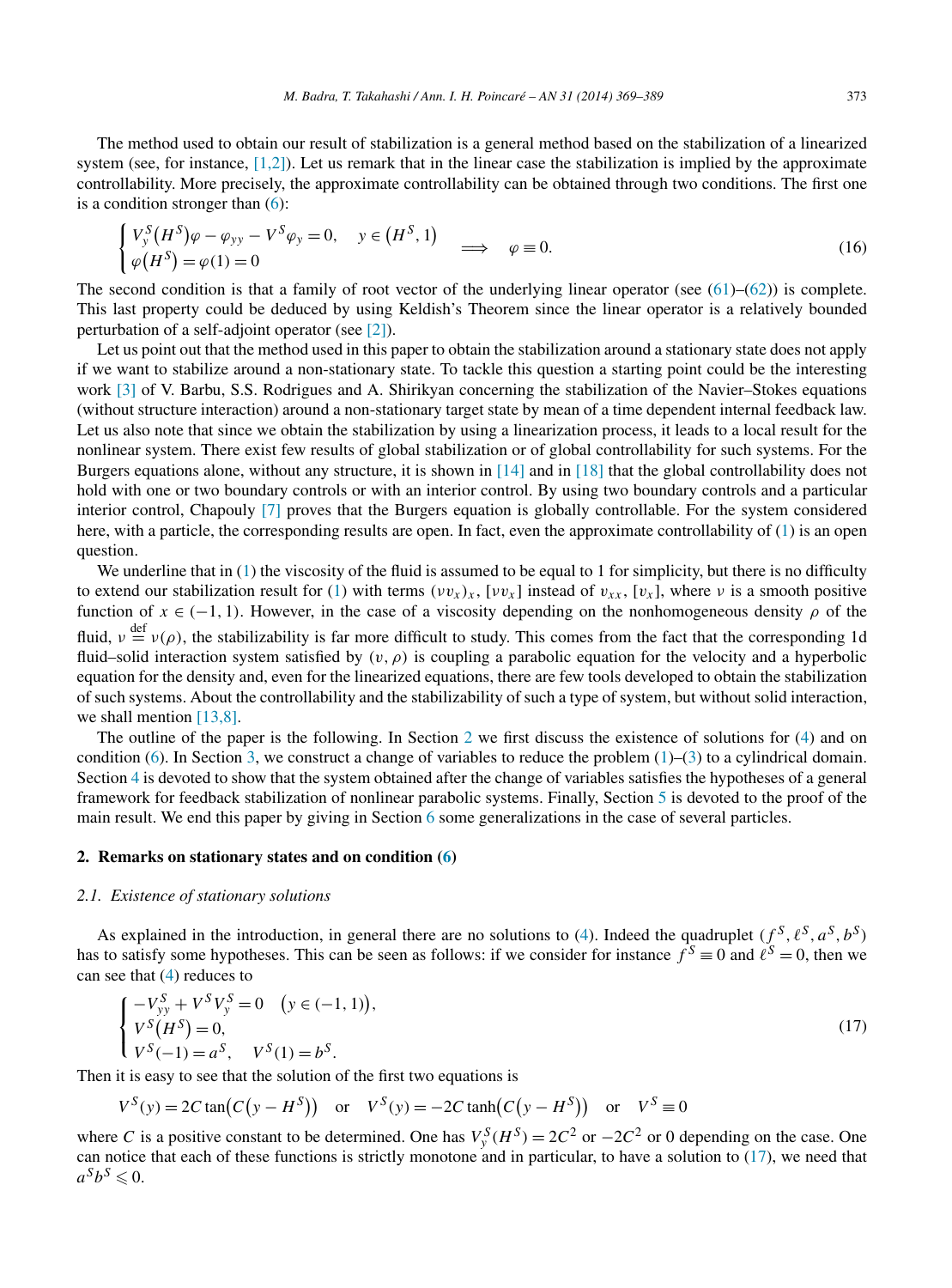The method used to obtain our result of stabilization is a general method based on the stabilization of a linearized system (see, for instance, [1,2]). Let us remark that in the linear case the stabilization is implied by the approximate controllability. More precisely, the approximate controllability can be obtained through two conditions. The first one is a condition stronger than (6):

$$
\begin{cases} V_y^S(H^S)\varphi - \varphi_{yy} - V^S\varphi_y = 0, & y \in (H^S, 1) \\ \varphi(H^S) = \varphi(1) = 0 \end{cases} \quad \Longrightarrow \quad \varphi \equiv 0. \tag{16}
$$

The second condition is that a family of root vector of the underlying linear operator (see (61)–(62)) is complete. This last property could be deduced by using Keldish's Theorem since the linear operator is a relatively bounded perturbation of a self-adjoint operator (see [2]).

Let us point out that the method used in this paper to obtain the stabilization around a stationary state does not apply if we want to stabilize around a non-stationary state. To tackle this question a starting point could be the interesting work [3] of V. Barbu, S.S. Rodrigues and A. Shirikyan concerning the stabilization of the Navier–Stokes equations (without structure interaction) around a non-stationary target state by mean of a time dependent internal feedback law. Let us also note that since we obtain the stabilization by using a linearization process, it leads to a local result for the nonlinear system. There exist few results of global stabilization or of global controllability for such systems. For the Burgers equations alone, without any structure, it is shown in [14] and in [18] that the global controllability does not hold with one or two boundary controls or with an interior control. By using two boundary controls and a particular interior control, Chapouly [7] proves that the Burgers equation is globally controllable. For the system considered here, with a particle, the corresponding results are open. In fact, even the approximate controllability of (1) is an open question.

We underline that in (1) the viscosity of the fluid is assumed to be equal to 1 for simplicity, but there is no difficulty to extend our stabilization result for (1) with terms $(\nu v_x)_x$, $[\nu v_x]$ instead of $v_{xx}$, $[v_x]$, where $\nu$ is a smooth positive function of $x \in (-1, 1)$. However, in the case of a viscosity depending on the nonhomogeneous density $\rho$ of the fluid, $\nu \overset{\text{def}}{=} \nu(\rho)$, the stabilizability is far more difficult to study. This comes from the fact that the corresponding 1d fluid–solid interaction system satisfied by $(v, \rho)$ is coupling a parabolic equation for the velocity and a hyperbolic equation for the density and, even for the linearized equations, there are few tools developed to obtain the stabilization of such systems. About the controllability and the stabilizability of such a type of system, but without solid interaction, we shall mention [13,8].

The outline of the paper is the following. In Section 2 we first discuss the existence of solutions for (4) and on condition (6). In Section 3, we construct a change of variables to reduce the problem (1)–(3) to a cylindrical domain. Section 4 is devoted to show that the system obtained after the change of variables satisfies the hypotheses of a general framework for feedback stabilization of nonlinear parabolic systems. Finally, Section 5 is devoted to the proof of the main result. We end this paper by giving in Section 6 some generalizations in the case of several particles.

## 2. Remarks on stationary states and on condition (6)

### 2.1. Existence of stationary solutions

As explained in the introduction, in general there are no solutions to (4). Indeed the quadruplet $(f^S, \ell^S, a^S, b^S)$ has to satisfy some hypotheses. This can be seen as follows: if we consider for instance $f^S \equiv 0$ and $\ell^S = 0$, then we can see that (4) reduces to

$$
\begin{cases} -V_{yy}^S + V^S V_y^S = 0 \quad (y \in (-1, 1)), \\ V^S(H^S) = 0, \\ V^S(-1) = a^S, \quad V^S(1) = b^S. \end{cases} \tag{17}
$$

Then it is easy to see that the solution of the first two equations is

$$
V^S(y) = 2C \tan\bigl(C(y - H^S)\bigr) \quad \text{or} \quad V^S(y) = -2C \tanh\bigl(C(y - H^S)\bigr) \quad \text{or} \quad V^S \equiv 0
$$

where $C$ is a positive constant to be determined. One has $V_y^S(H^S) = 2C^2$ or $-2C^2$ or 0 depending on the case. One can notice that each of these functions is strictly monotone and in particular, to have a solution to (17), we need that $a^S b^S \leqslant 0$.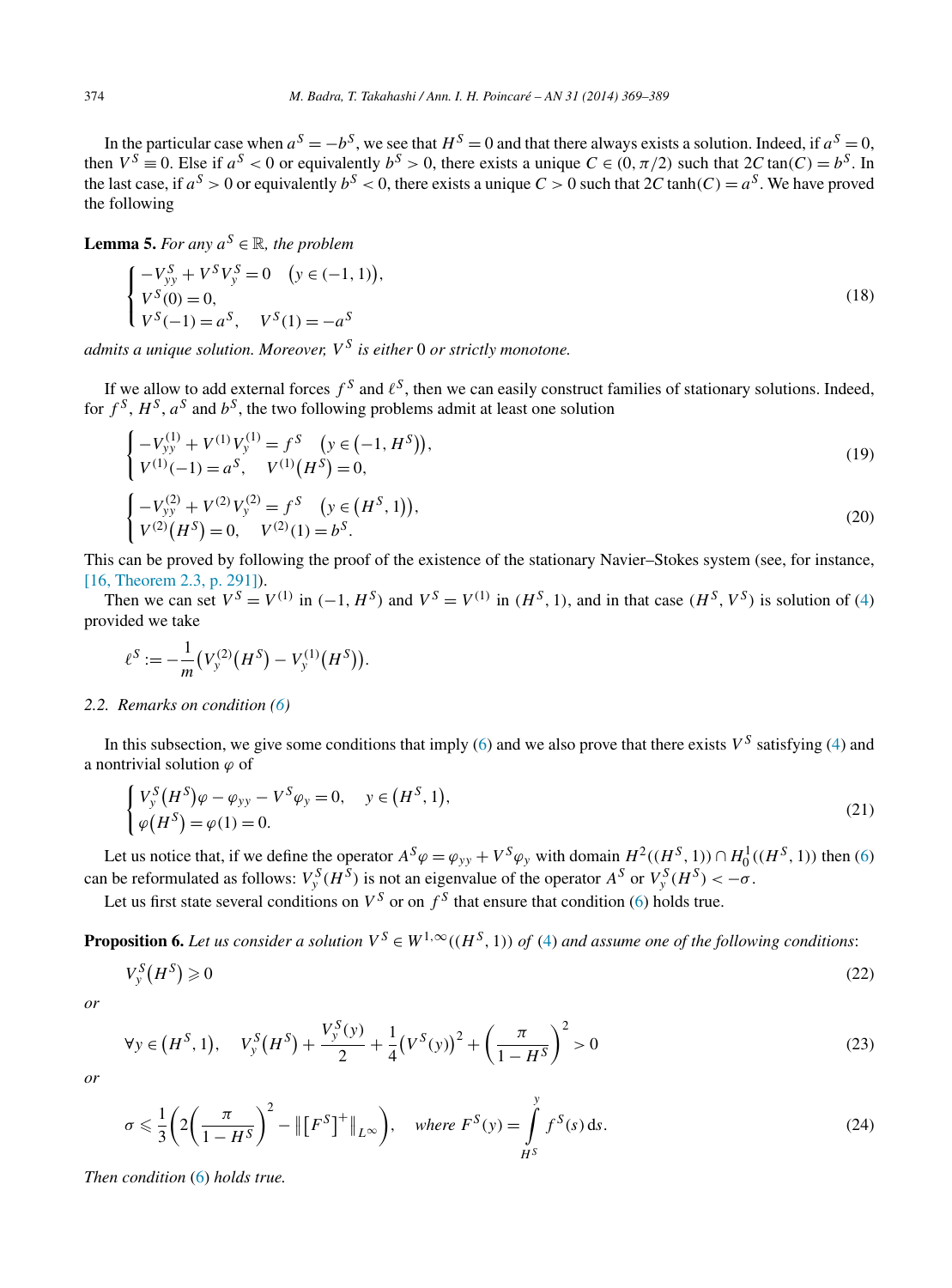In the particular case when $a^S = -b^S$, we see that $H^S = 0$ and that there always exists a solution. Indeed, if $a^S = 0$, then $V^S \equiv 0$. Else if $a^S < 0$ or equivalently $b^S > 0$, there exists a unique $C \in (0, \pi/2)$ such that $2C \tan(C) = b^S$. In the last case, if $a^S > 0$ or equivalently $b^S < 0$, there exists a unique $C > 0$ such that $2C \tanh(C) = a^S$. We have proved the following

**Lemma 5.** *For any $a^S \in \mathbb{R}$, the problem*

$$\begin{cases} -V^S_{yy} + V^S V^S_y = 0 \quad \big(y \in (-1,1)\big), \\ V^S(0) = 0, \\ V^S(-1) = a^S, \quad V^S(1) = -a^S \end{cases} \tag{18}$$

*admits a unique solution. Moreover, $V^S$ is either 0 or strictly monotone.*

If we allow to add external forces $f^S$ and $\ell^S$, then we can easily construct families of stationary solutions. Indeed, for $f^S$, $H^S$, $a^S$ and $b^S$, the two following problems admit at least one solution

$$\begin{cases} -V^{(1)}_{yy} + V^{(1)} V^{(1)}_y = f^S \quad \big(y \in \big(-1, H^S\big)\big), \\ V^{(1)}(-1) = a^S, \quad V^{(1)}\big(H^S\big) = 0, \end{cases} \tag{19}$$

$$\begin{cases} -V^{(2)}_{yy} + V^{(2)} V^{(2)}_y = f^S \quad \big(y \in \big(H^S, 1\big)\big), \\ V^{(2)}\big(H^S\big) = 0, \quad V^{(2)}(1) = b^S. \end{cases} \tag{20}$$

This can be proved by following the proof of the existence of the stationary Navier–Stokes system (see, for instance, [16, Theorem 2.3, p. 291]).

Then we can set $V^S = V^{(1)}$ in $(-1, H^S)$ and $V^S = V^{(1)}$ in $(H^S, 1)$, and in that case $(H^S, V^S)$ is solution of (4) provided we take

$$\ell^S := -\frac{1}{m}\big(V^{(2)}_y\big(H^S\big) - V^{(1)}_y\big(H^S\big)\big).$$

### 2.2. Remarks on condition (6)

In this subsection, we give some conditions that imply (6) and we also prove that there exists $V^S$ satisfying (4) and a nontrivial solution $\varphi$ of

$$\begin{cases} V^S_y\big(H^S\big)\varphi - \varphi_{yy} - V^S \varphi_y = 0, \quad y \in \big(H^S, 1\big), \\ \varphi\big(H^S\big) = \varphi(1) = 0. \end{cases} \tag{21}$$

Let us notice that, if we define the operator $A^S \varphi = \varphi_{yy} + V^S \varphi_y$ with domain $H^2((H^S, 1)) \cap H^1_0((H^S, 1))$ then (6) can be reformulated as follows: $V^S_y(H^S)$ is not an eigenvalue of the operator $A^S$ or $V^S_y(H^S) < -\sigma$.

Let us first state several conditions on $V^S$ or on $f^S$ that ensure that condition (6) holds true.

**Proposition 6.** *Let us consider a solution $V^S \in W^{1,\infty}((H^S, 1))$ of (4) and assume one of the following conditions:*

$$V^S_y\big(H^S\big) \geqslant 0 \tag{22}$$

*or*

$$\forall y \in \big(H^S, 1\big), \quad V^S_y\big(H^S\big) + \frac{V^S_y(y)}{2} + \frac{1}{4}\big(V^S(y)\big)^2 + \left(\frac{\pi}{1 - H^S}\right)^2 > 0 \tag{23}$$

*or*

$$\sigma \leqslant \frac{1}{3}\left(2\left(\frac{\pi}{1 - H^S}\right)^2 - \big\|\big[F^S\big]^+\big\|_{L^\infty}\right), \quad \textit{where } F^S(y) = \int_{H^S}^{y} f^S(s)\,\mathrm{d}s. \tag{24}$$

*Then condition (6) holds true.*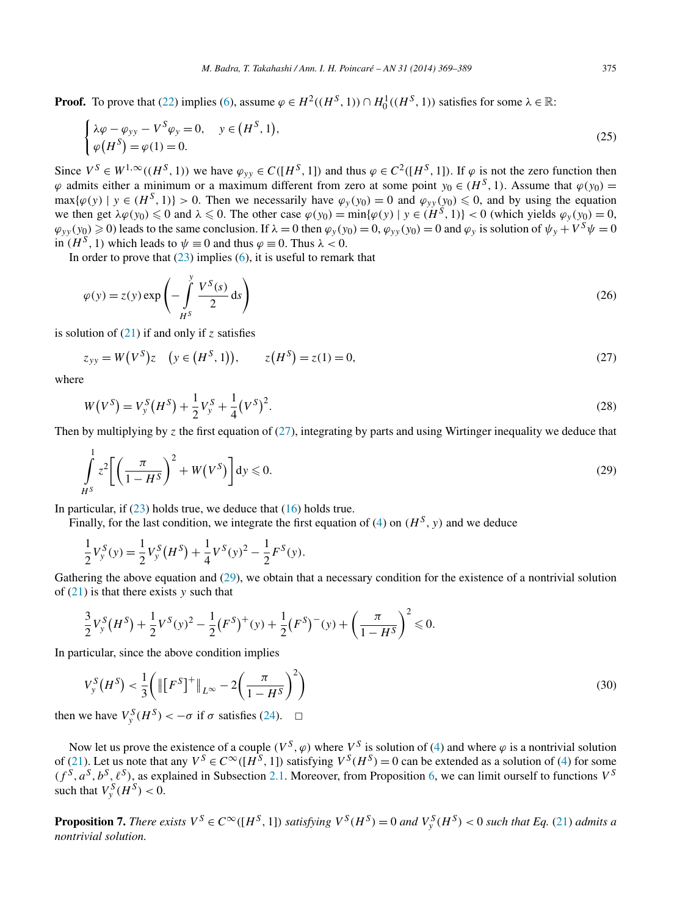**Proof.** To prove that (22) implies (6), assume $\varphi \in H^2((H^S,1)) \cap H_0^1((H^S,1))$ satisfies for some $\lambda \in \mathbb{R}$:

$$\begin{cases} \lambda\varphi - \varphi_{yy} - V^S \varphi_y = 0, & y \in (H^S, 1), \\ \varphi(H^S) = \varphi(1) = 0. \end{cases} \tag{25}$$

Since $V^S \in W^{1,\infty}((H^S,1))$ we have $\varphi_{yy} \in C([H^S,1])$ and thus $\varphi \in C^2([H^S,1])$. If $\varphi$ is not the zero function then $\varphi$ admits either a minimum or a maximum different from zero at some point $y_0 \in (H^S,1)$. Assume that $\varphi(y_0) = \max\{\varphi(y) \mid y \in (H^S,1)\} > 0$. Then we necessarily have $\varphi_y(y_0) = 0$ and $\varphi_{yy}(y_0) \leqslant 0$, and by using the equation we then get $\lambda\varphi(y_0) \leqslant 0$ and $\lambda \leqslant 0$. The other case $\varphi(y_0) = \min\{\varphi(y) \mid y \in (H^S,1)\} < 0$ (which yields $\varphi_y(y_0) = 0$, $\varphi_{yy}(y_0) \geqslant 0$) leads to the same conclusion. If $\lambda = 0$ then $\varphi_y(y_0) = 0$, $\varphi_{yy}(y_0) = 0$ and $\varphi_y$ is solution of $\psi_y + V^S\psi = 0$ in $(H^S,1)$ which leads to $\psi \equiv 0$ and thus $\varphi \equiv 0$. Thus $\lambda < 0$.

In order to prove that (23) implies (6), it is useful to remark that

$$\varphi(y) = z(y)\exp\left(-\int_{H^S}^{y} \frac{V^S(s)}{2}\,\mathrm{d}s\right) \tag{26}$$

is solution of (21) if and only if $z$ satisfies

$$z_{yy} = W(V^S)z \quad \bigl(y \in (H^S,1)\bigr), \qquad z(H^S) = z(1) = 0, \tag{27}$$

where

$$W(V^S) = V_y^S(H^S) + \frac{1}{2}V_y^S + \frac{1}{4}(V^S)^2. \tag{28}$$

Then by multiplying by $z$ the first equation of (27), integrating by parts and using Wirtinger inequality we deduce that

$$\int_{H^S}^{1} z^2\left[\left(\frac{\pi}{1-H^S}\right)^2 + W(V^S)\right]\mathrm{d}y \leqslant 0. \tag{29}$$

In particular, if (23) holds true, we deduce that (16) holds true.

Finally, for the last condition, we integrate the first equation of (4) on $(H^S, y)$ and we deduce

$$\frac{1}{2}V_y^S(y) = \frac{1}{2}V_y^S(H^S) + \frac{1}{4}V^S(y)^2 - \frac{1}{2}F^S(y).$$

Gathering the above equation and (29), we obtain that a necessary condition for the existence of a nontrivial solution of (21) is that there exists $y$ such that

$$\frac{3}{2}V_y^S(H^S) + \frac{1}{2}V^S(y)^2 - \frac{1}{2}(F^S)^+(y) + \frac{1}{2}(F^S)^-(y) + \left(\frac{\pi}{1-H^S}\right)^2 \leqslant 0.$$

In particular, since the above condition implies

$$V_y^S(H^S) < \frac{1}{3}\left(\bigl\|[F^S]^+\bigr\|_{L^\infty} - 2\left(\frac{\pi}{1-H^S}\right)^2\right) \tag{30}$$

then we have $V_y^S(H^S) < -\sigma$ if $\sigma$ satisfies (24). $\square$

Now let us prove the existence of a couple $(V^S, \varphi)$ where $V^S$ is solution of (4) and where $\varphi$ is a nontrivial solution of (21). Let us note that any $V^S \in C^\infty([H^S,1])$ satisfying $V^S(H^S) = 0$ can be extended as a solution of (4) for some $(f^S, a^S, b^S, \ell^S)$, as explained in Subsection 2.1. Moreover, from Proposition 6, we can limit ourself to functions $V^S$ such that $V_y^S(H^S) < 0$.

**Proposition 7.** *There exists $V^S \in C^\infty([H^S,1])$ satisfying $V^S(H^S) = 0$ and $V_y^S(H^S) < 0$ such that Eq. (21) admits a nontrivial solution.*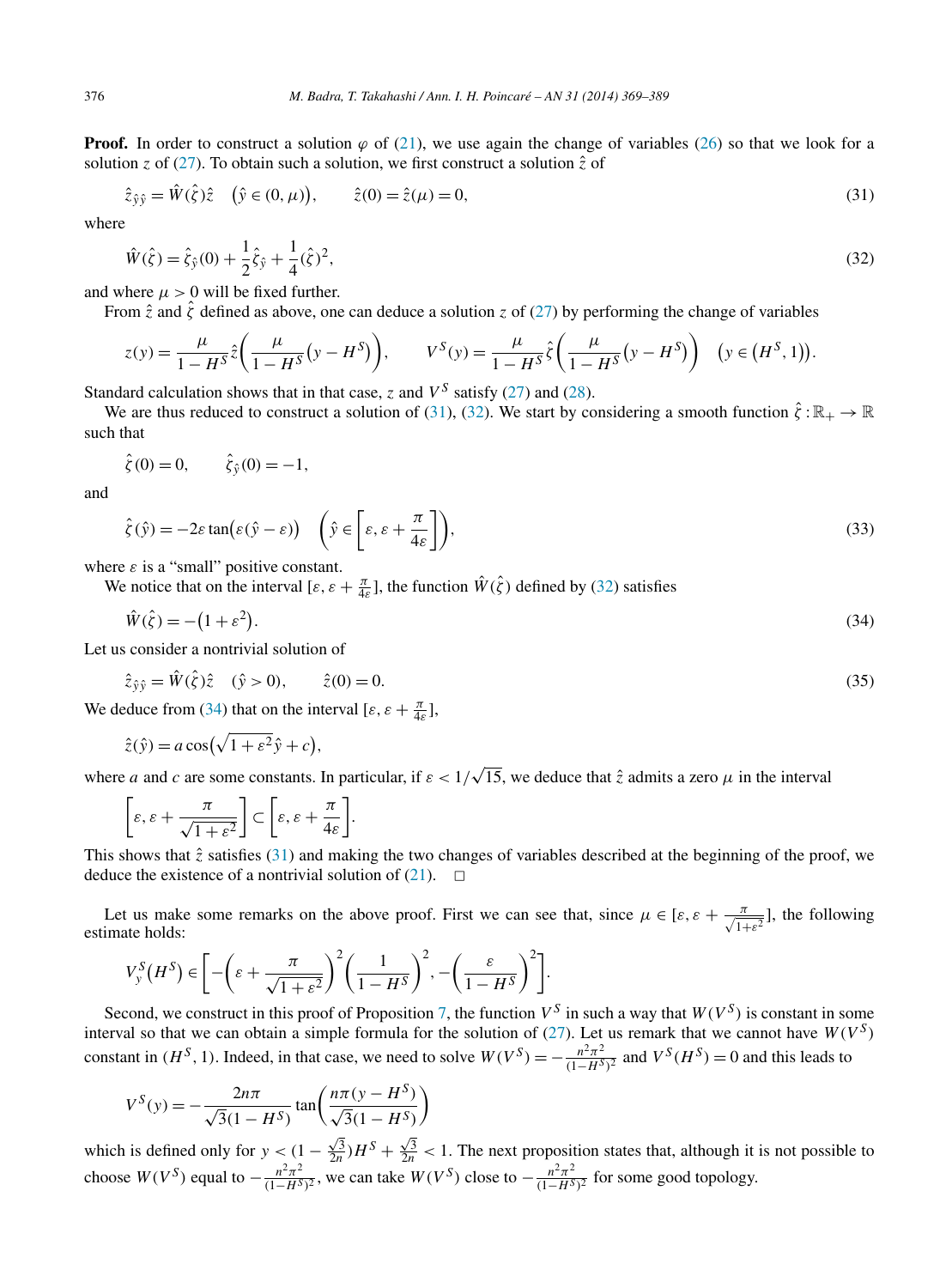**Proof.** In order to construct a solution $\varphi$ of (21), we use again the change of variables (26) so that we look for a solution $z$ of (27). To obtain such a solution, we first construct a solution $\hat{z}$ of

$$\hat{z}_{\hat{y}\hat{y}} = \hat{W}(\hat{\zeta})\hat{z} \quad \big(\hat{y} \in (0, \mu)\big), \qquad \hat{z}(0) = \hat{z}(\mu) = 0, \tag{31}$$

where

$$\hat{W}(\hat{\zeta}) = \hat{\zeta}_{\hat{y}}(0) + \frac{1}{2}\hat{\zeta}_{\hat{y}} + \frac{1}{4}(\hat{\zeta})^2, \tag{32}$$

and where $\mu > 0$ will be fixed further.

From $\hat{z}$ and $\hat{\zeta}$ defined as above, one can deduce a solution $z$ of (27) by performing the change of variables

$$z(y) = \frac{\mu}{1 - H^S}\hat{z}\left(\frac{\mu}{1 - H^S}\big(y - H^S\big)\right), \qquad V^S(y) = \frac{\mu}{1 - H^S}\hat{\zeta}\left(\frac{\mu}{1 - H^S}\big(y - H^S\big)\right) \quad \big(y \in \big(H^S, 1\big)\big).$$

Standard calculation shows that in that case, $z$ and $V^S$ satisfy (27) and (28).

We are thus reduced to construct a solution of (31), (32). We start by considering a smooth function $\hat{\zeta} : \mathbb{R}_+ \to \mathbb{R}$ such that

$$\hat{\zeta}(0) = 0, \qquad \hat{\zeta}_{\hat{y}}(0) = -1,$$

and

$$\hat{\zeta}(\hat{y}) = -2\varepsilon \tan\big(\varepsilon(\hat{y} - \varepsilon)\big) \quad \left(\hat{y} \in \left[\varepsilon, \varepsilon + \frac{\pi}{4\varepsilon}\right]\right), \tag{33}$$

where $\varepsilon$ is a "small" positive constant.

We notice that on the interval $[\varepsilon, \varepsilon + \frac{\pi}{4\varepsilon}]$, the function $\hat{W}(\hat{\zeta})$ defined by (32) satisfies

$$\hat{W}(\hat{\zeta}) = -\big(1 + \varepsilon^2\big). \tag{34}$$

Let us consider a nontrivial solution of

$$\hat{z}_{\hat{y}\hat{y}} = \hat{W}(\hat{\zeta})\hat{z} \quad (\hat{y} > 0), \qquad \hat{z}(0) = 0. \tag{35}$$

We deduce from (34) that on the interval $[\varepsilon, \varepsilon + \frac{\pi}{4\varepsilon}]$,

$$\hat{z}(\hat{y}) = a\cos\big(\sqrt{1 + \varepsilon^2}\,\hat{y} + c\big),$$

where $a$ and $c$ are some constants. In particular, if $\varepsilon < 1/\sqrt{15}$, we deduce that $\hat{z}$ admits a zero $\mu$ in the interval

$$\left[\varepsilon, \varepsilon + \frac{\pi}{\sqrt{1 + \varepsilon^2}}\right] \subset \left[\varepsilon, \varepsilon + \frac{\pi}{4\varepsilon}\right].$$

This shows that $\hat{z}$ satisfies (31) and making the two changes of variables described at the beginning of the proof, we deduce the existence of a nontrivial solution of (21). $\square$

Let us make some remarks on the above proof. First we can see that, since $\mu \in [\varepsilon, \varepsilon + \frac{\pi}{\sqrt{1+\varepsilon^2}}]$, the following estimate holds:

$$V^S_y\big(H^S\big) \in \left[-\left(\varepsilon + \frac{\pi}{\sqrt{1 + \varepsilon^2}}\right)^2\left(\frac{1}{1 - H^S}\right)^2, -\left(\frac{\varepsilon}{1 - H^S}\right)^2\right].$$

Second, we construct in this proof of Proposition 7, the function $V^S$ in such a way that $W(V^S)$ is constant in some interval so that we can obtain a simple formula for the solution of (27). Let us remark that we cannot have $W(V^S)$ constant in $(H^S, 1)$. Indeed, in that case, we need to solve $W(V^S) = -\frac{n^2\pi^2}{(1-H^S)^2}$ and $V^S(H^S) = 0$ and this leads to

$$V^S(y) = -\frac{2n\pi}{\sqrt{3}(1 - H^S)}\tan\left(\frac{n\pi(y - H^S)}{\sqrt{3}(1 - H^S)}\right)$$

which is defined only for $y < (1 - \frac{\sqrt{3}}{2n})H^S + \frac{\sqrt{3}}{2n} < 1$. The next proposition states that, although it is not possible to choose $W(V^S)$ equal to $-\frac{n^2\pi^2}{(1-H^S)^2}$, we can take $W(V^S)$ close to $-\frac{n^2\pi^2}{(1-H^S)^2}$ for some good topology.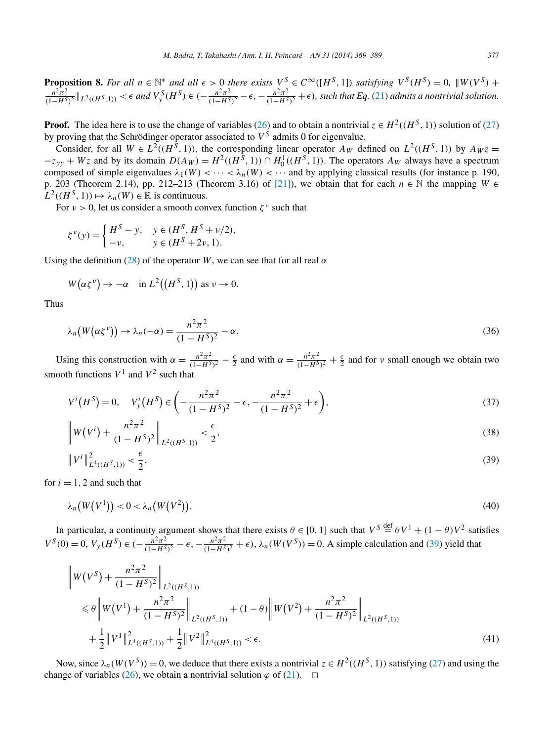**Proposition 8.** *For all $n \in \mathbb{N}^*$ and all $\epsilon > 0$ there exists $V^S \in C^\infty([H^S, 1])$ satisfying $V^S(H^S) = 0$, $\|W(V^S) + \frac{n^2\pi^2}{(1-H^S)^2}\|_{L^2((H^S,1))} < \epsilon$ and $V^S_y(H^S) \in (-\frac{n^2\pi^2}{(1-H^S)^2} - \epsilon, -\frac{n^2\pi^2}{(1-H^S)^2} + \epsilon)$, such that Eq. (21) admits a nontrivial solution.*

**Proof.** The idea here is to use the change of variables (26) and to obtain a nontrivial $z \in H^2((H^S, 1))$ solution of (27) by proving that the Schrödinger operator associated to $V^S$ admits 0 for eigenvalue.

Consider, for all $W \in L^2((H^S, 1))$, the corresponding linear operator $A_W$ defined on $L^2((H^S, 1))$ by $A_W z = -z_{yy} + Wz$ and by its domain $D(A_W) = H^2((H^S, 1)) \cap H^1_0((H^S, 1))$. The operators $A_W$ always have a spectrum composed of simple eigenvalues $\lambda_1(W) < \cdots < \lambda_n(W) < \cdots$ and by applying classical results (for instance p. 190, p. 203 (Theorem 2.14), pp. 212–213 (Theorem 3.16) of [21]), we obtain that for each $n \in \mathbb{N}$ the mapping $W \in L^2((H^S, 1)) \mapsto \lambda_n(W) \in \mathbb{R}$ is continuous.

For $\nu > 0$, let us consider a smooth convex function $\zeta^\nu$ such that

$$\zeta^\nu(y) = \begin{cases} H^S - y, & y \in (H^S, H^S + \nu/2), \\ -\nu, & y \in (H^S + 2\nu, 1). \end{cases}$$

Using the definition (28) of the operator $W$, we can see that for all real $\alpha$

$$W(\alpha\zeta^\nu) \to -\alpha \quad \text{in } L^2((H^S, 1)) \text{ as } \nu \to 0.$$

Thus

$$\lambda_n(W(\alpha\zeta^\nu)) \to \lambda_n(-\alpha) = \frac{n^2\pi^2}{(1 - H^S)^2} - \alpha. \tag{36}$$

Using this construction with $\alpha = \frac{n^2\pi^2}{(1-H^S)^2} - \frac{\epsilon}{2}$ and with $\alpha = \frac{n^2\pi^2}{(1-H^S)^2} + \frac{\epsilon}{2}$ and for $\nu$ small enough we obtain two smooth functions $V^1$ and $V^2$ such that

$$V^i(H^S) = 0, \quad V^i_y(H^S) \in \left(-\frac{n^2\pi^2}{(1 - H^S)^2} - \epsilon, -\frac{n^2\pi^2}{(1 - H^S)^2} + \epsilon\right), \tag{37}$$

$$\left\| W(V^i) + \frac{n^2\pi^2}{(1 - H^S)^2} \right\|_{L^2((H^S,1))} < \frac{\epsilon}{2}, \tag{38}$$

$$\|V^i\|^2_{L^4((H^S,1))} < \frac{\epsilon}{2}, \tag{39}$$

for $i = 1, 2$ and such that

$$\lambda_n(W(V^1)) < 0 < \lambda_n(W(V^2)). \tag{40}$$

In particular, a continuity argument shows that there exists $\theta \in [0, 1]$ such that $V^S \stackrel{\text{def}}{=} \theta V^1 + (1 - \theta)V^2$ satisfies $V^S(0) = 0$, $V_y(H^S) \in (-\frac{n^2\pi^2}{(1-H^S)^2} - \epsilon, -\frac{n^2\pi^2}{(1-H^S)^2} + \epsilon)$, $\lambda_n(W(V^S)) = 0$. A simple calculation and (39) yield that

$$\begin{aligned} &\left\| W(V^S) + \frac{n^2\pi^2}{(1 - H^S)^2} \right\|_{L^2((H^S,1))} \\ &\quad \leqslant \theta \left\| W(V^1) + \frac{n^2\pi^2}{(1 - H^S)^2} \right\|_{L^2((H^S,1))} + (1 - \theta) \left\| W(V^2) + \frac{n^2\pi^2}{(1 - H^S)^2} \right\|_{L^2((H^S,1))} \\ &\quad\quad + \frac{1}{2}\|V^1\|^2_{L^4((H^S,1))} + \frac{1}{2}\|V^2\|^2_{L^4((H^S,1))} < \epsilon. \end{aligned} \tag{41}$$

Now, since $\lambda_n(W(V^S)) = 0$, we deduce that there exists a nontrivial $z \in H^2((H^S, 1))$ satisfying (27) and using the change of variables (26), we obtain a nontrivial solution $\varphi$ of (21). $\square$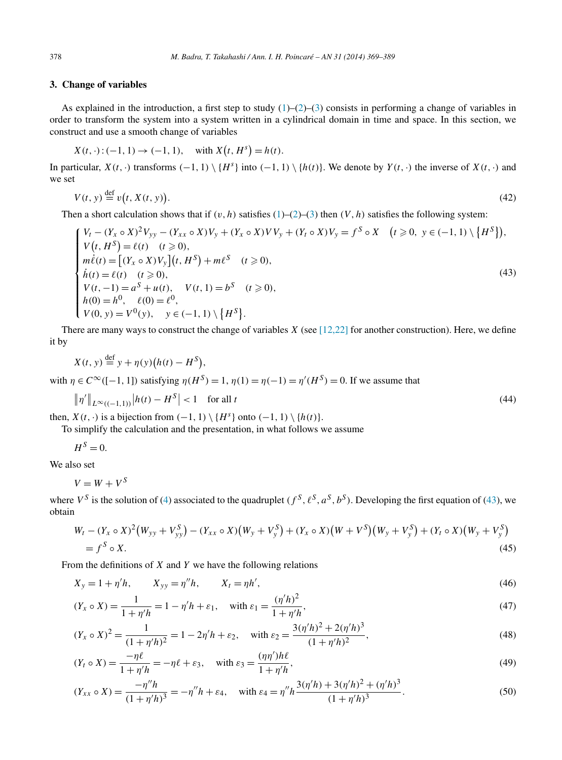## 3. Change of variables

As explained in the introduction, a first step to study (1)–(2)–(3) consists in performing a change of variables in order to transform the system into a system written in a cylindrical domain in time and space. In this section, we construct and use a smooth change of variables

$$X(t,\cdot):(-1,1)\to(-1,1), \quad \text{with } X\big(t,H^s\big)=h(t).$$

In particular, $X(t,\cdot)$ transforms $(-1,1)\setminus\{H^s\}$ into $(-1,1)\setminus\{h(t)\}$. We denote by $Y(t,\cdot)$ the inverse of $X(t,\cdot)$ and we set

$$V(t,y)\stackrel{\text{def}}{=}v\big(t,X(t,y)\big). \tag{42}$$

Then a short calculation shows that if $(v,h)$ satisfies (1)–(2)–(3) then $(V,h)$ satisfies the following system:

$$\begin{cases} V_t-(Y_x\circ X)^2V_{yy}-(Y_{xx}\circ X)V_y+(Y_x\circ X)VV_y+(Y_t\circ X)V_y=f^S\circ X & \big(t\geqslant 0,\ y\in(-1,1)\setminus\{H^S\}\big),\\ V\big(t,H^S\big)=\ell(t) \quad (t\geqslant 0),\\ m\dot{\ell}(t)=\big[(Y_x\circ X)V_y\big]\big(t,H^S\big)+m\ell^S \quad (t\geqslant 0),\\ \dot{h}(t)=\ell(t) \quad (t\geqslant 0),\\ V(t,-1)=a^S+u(t), \quad V(t,1)=b^S \quad (t\geqslant 0),\\ h(0)=h^0, \quad \ell(0)=\ell^0,\\ V(0,y)=V^0(y), \quad y\in(-1,1)\setminus\{H^S\}. \end{cases} \tag{43}$$

There are many ways to construct the change of variables $X$ (see [12,22] for another construction). Here, we define it by

$$X(t,y)\stackrel{\text{def}}{=}y+\eta(y)\big(h(t)-H^S\big),$$

with $\eta\in C^\infty([-1,1])$ satisfying $\eta(H^S)=1$, $\eta(1)=\eta(-1)=\eta'(H^S)=0$. If we assume that

$$\|\eta'\|_{L^\infty((-1,1))}\big|h(t)-H^S\big|<1 \quad \text{for all } t \tag{44}$$

then, $X(t,\cdot)$ is a bijection from $(-1,1)\setminus\{H^s\}$ onto $(-1,1)\setminus\{h(t)\}$.

To simplify the calculation and the presentation, in what follows we assume

$$H^S=0.$$

We also set

$$V=W+V^S$$

where $V^S$ is the solution of (4) associated to the quadruplet $(f^S,\ell^S,a^S,b^S)$. Developing the first equation of (43), we obtain

$$\begin{aligned} W_t-(Y_x\circ X)^2\big(W_{yy}+V^S_{yy}\big)-(Y_{xx}\circ X)\big(W_y+V^S_y\big)+(Y_x\circ X)\big(W+V^S\big)\big(W_y+V^S_y\big)+(Y_t\circ X)\big(W_y+V^S_y\big)\\ =f^S\circ X. \end{aligned} \tag{45}$$

From the definitions of $X$ and $Y$ we have the following relations

$$X_y=1+\eta'h, \qquad X_{yy}=\eta''h, \qquad X_t=\eta h', \tag{46}$$

$$(Y_x\circ X)=\frac{1}{1+\eta'h}=1-\eta'h+\varepsilon_1, \quad \text{with } \varepsilon_1=\frac{(\eta'h)^2}{1+\eta'h}, \tag{47}$$

$$(Y_x\circ X)^2=\frac{1}{(1+\eta'h)^2}=1-2\eta'h+\varepsilon_2, \quad \text{with } \varepsilon_2=\frac{3(\eta'h)^2+2(\eta'h)^3}{(1+\eta'h)^2}, \tag{48}$$

$$(Y_t\circ X)=\frac{-\eta\ell}{1+\eta'h}=-\eta\ell+\varepsilon_3, \quad \text{with } \varepsilon_3=\frac{(\eta\eta')h\ell}{1+\eta'h}, \tag{49}$$

$$(Y_{xx}\circ X)=\frac{-\eta''h}{(1+\eta'h)^3}=-\eta''h+\varepsilon_4, \quad \text{with } \varepsilon_4=\eta''h\frac{3(\eta'h)+3(\eta'h)^2+(\eta'h)^3}{(1+\eta'h)^3}. \tag{50}$$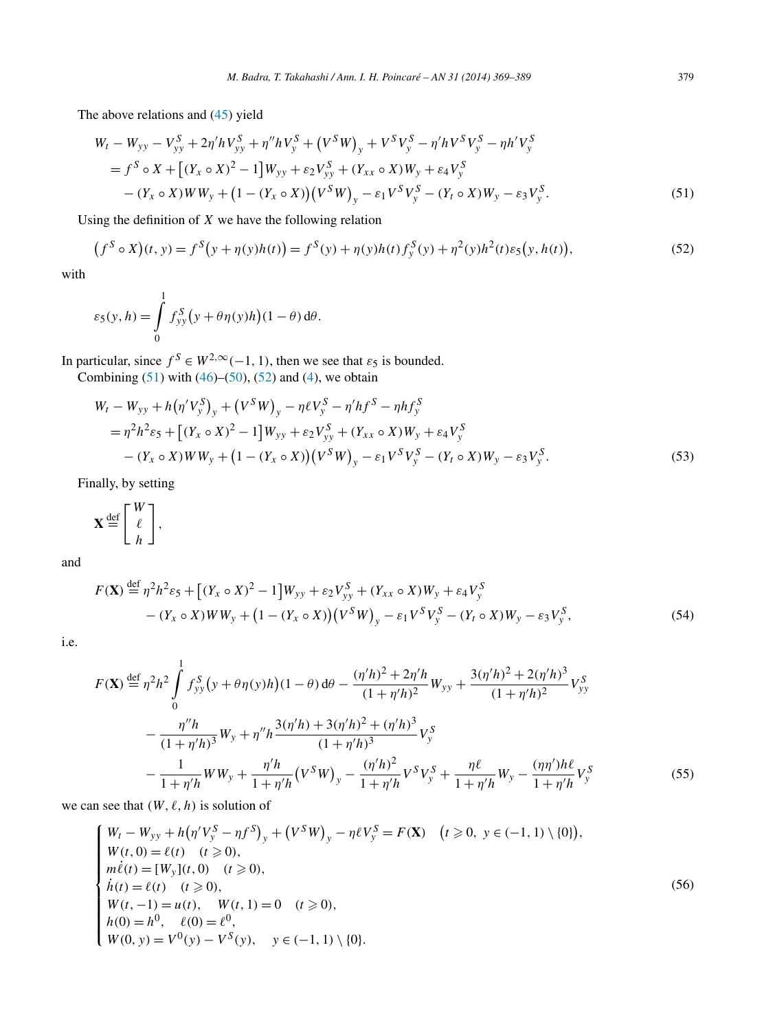The above relations and (45) yield

$$
\begin{aligned}
& W_t - W_{yy} - V^S_{yy} + 2\eta' h V^S_{yy} + \eta'' h V^S_y + \left(V^S W\right)_y + V^S V^S_y - \eta' h V^S V^S_y - \eta h' V^S_y \\
&\quad = f^S \circ X + \left[(Y_x \circ X)^2 - 1\right] W_{yy} + \varepsilon_2 V^S_{yy} + (Y_{xx} \circ X) W_y + \varepsilon_4 V^S_y \\
&\qquad - (Y_x \circ X) W W_y + \left(1 - (Y_x \circ X)\right)\left(V^S W\right)_y - \varepsilon_1 V^S V^S_y - (Y_t \circ X) W_y - \varepsilon_3 V^S_y.
\end{aligned} \tag{51}
$$

Using the definition of $X$ we have the following relation

$$
\left(f^S \circ X\right)(t, y) = f^S\left(y + \eta(y) h(t)\right) = f^S(y) + \eta(y) h(t) f^S_y(y) + \eta^2(y) h^2(t) \varepsilon_5\left(y, h(t)\right), \tag{52}
$$

with

$$
\varepsilon_5(y, h) = \int_0^1 f^S_{yy}\left(y + \theta \eta(y) h\right)(1 - \theta)\, \mathrm{d}\theta.
$$

In particular, since $f^S \in W^{2,\infty}(-1, 1)$, then we see that $\varepsilon_5$ is bounded.

Combining (51) with (46)–(50), (52) and (4), we obtain

$$
\begin{aligned}
& W_t - W_{yy} + h\left(\eta' V^S_y\right)_y + \left(V^S W\right)_y - \eta \ell V^S_y - \eta' h f^S - \eta h f^S_y \\
&\quad = \eta^2 h^2 \varepsilon_5 + \left[(Y_x \circ X)^2 - 1\right] W_{yy} + \varepsilon_2 V^S_{yy} + (Y_{xx} \circ X) W_y + \varepsilon_4 V^S_y \\
&\qquad - (Y_x \circ X) W W_y + \left(1 - (Y_x \circ X)\right)\left(V^S W\right)_y - \varepsilon_1 V^S V^S_y - (Y_t \circ X) W_y - \varepsilon_3 V^S_y.
\end{aligned} \tag{53}
$$

Finally, by setting

$$
\mathbf{X} \stackrel{\text{def}}{=} \begin{bmatrix} W \\ \ell \\ h \end{bmatrix},
$$

and

$$
\begin{aligned}
F(\mathbf{X}) \stackrel{\text{def}}{=} {} & \eta^2 h^2 \varepsilon_5 + \left[(Y_x \circ X)^2 - 1\right] W_{yy} + \varepsilon_2 V^S_{yy} + (Y_{xx} \circ X) W_y + \varepsilon_4 V^S_y \\
& - (Y_x \circ X) W W_y + \left(1 - (Y_x \circ X)\right)\left(V^S W\right)_y - \varepsilon_1 V^S V^S_y - (Y_t \circ X) W_y - \varepsilon_3 V^S_y,
\end{aligned} \tag{54}
$$

i.e.

$$
\begin{aligned}
F(\mathbf{X}) \stackrel{\text{def}}{=} {} & \eta^2 h^2 \int_0^1 f^S_{yy}\left(y + \theta \eta(y) h\right)(1 - \theta)\, \mathrm{d}\theta - \frac{(\eta' h)^2 + 2\eta' h}{(1 + \eta' h)^2} W_{yy} + \frac{3(\eta' h)^2 + 2(\eta' h)^3}{(1 + \eta' h)^2} V^S_{yy} \\
& - \frac{\eta'' h}{(1 + \eta' h)^3} W_y + \eta'' h \frac{3(\eta' h) + 3(\eta' h)^2 + (\eta' h)^3}{(1 + \eta' h)^3} V^S_y \\
& - \frac{1}{1 + \eta' h} W W_y + \frac{\eta' h}{1 + \eta' h}\left(V^S W\right)_y - \frac{(\eta' h)^2}{1 + \eta' h} V^S V^S_y + \frac{\eta \ell}{1 + \eta' h} W_y - \frac{(\eta \eta') h \ell}{1 + \eta' h} V^S_y
\end{aligned} \tag{55}
$$

we can see that $(W, \ell, h)$ is solution of

$$
\begin{cases}
W_t - W_{yy} + h\left(\eta' V^S_y - \eta f^S\right)_y + \left(V^S W\right)_y - \eta \ell V^S_y = F(\mathbf{X}) \quad \left(t \geqslant 0,\ y \in (-1, 1) \setminus \{0\}\right), \\
W(t, 0) = \ell(t) \quad (t \geqslant 0), \\
m \dot{\ell}(t) = [W_y](t, 0) \quad (t \geqslant 0), \\
\dot{h}(t) = \ell(t) \quad (t \geqslant 0), \\
W(t, -1) = u(t), \quad W(t, 1) = 0 \quad (t \geqslant 0), \\
h(0) = h^0, \quad \ell(0) = \ell^0, \\
W(0, y) = V^0(y) - V^S(y), \quad y \in (-1, 1) \setminus \{0\}.
\end{cases} \tag{56}
$$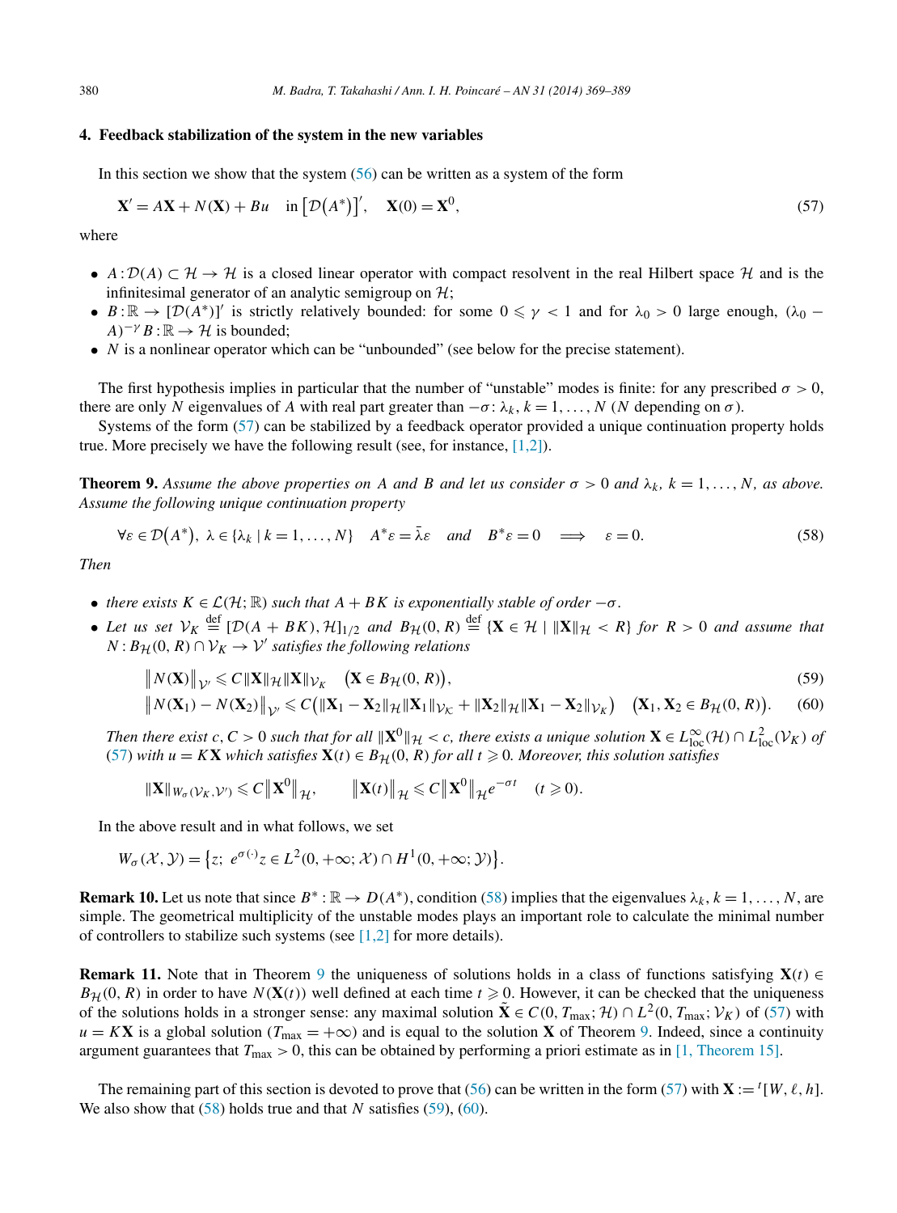## 4. Feedback stabilization of the system in the new variables

In this section we show that the system (56) can be written as a system of the form

$$\mathbf{X}' = A\mathbf{X} + N(\mathbf{X}) + Bu \quad \text{in } \left[\mathcal{D}\left(A^*\right)\right]', \quad \mathbf{X}(0) = \mathbf{X}^0, \tag{57}$$

where

- $A : \mathcal{D}(A) \subset \mathcal{H} \to \mathcal{H}$ is a closed linear operator with compact resolvent in the real Hilbert space $\mathcal{H}$ and is the infinitesimal generator of an analytic semigroup on $\mathcal{H}$;
- $B : \mathbb{R} \to [\mathcal{D}(A^*)]'$ is strictly relatively bounded: for some $0 \leqslant \gamma < 1$ and for $\lambda_0 > 0$ large enough, $(\lambda_0 - A)^{-\gamma} B : \mathbb{R} \to \mathcal{H}$ is bounded;
- $N$ is a nonlinear operator which can be "unbounded" (see below for the precise statement).

The first hypothesis implies in particular that the number of "unstable" modes is finite: for any prescribed $\sigma > 0$, there are only $N$ eigenvalues of $A$ with real part greater than $-\sigma$: $\lambda_k$, $k = 1, \ldots, N$ ($N$ depending on $\sigma$).

Systems of the form (57) can be stabilized by a feedback operator provided a unique continuation property holds true. More precisely we have the following result (see, for instance, [1,2]).

**Theorem 9.** *Assume the above properties on $A$ and $B$ and let us consider $\sigma > 0$ and $\lambda_k$, $k = 1, \ldots, N$, as above. Assume the following unique continuation property*

$$\forall \varepsilon \in \mathcal{D}\left(A^*\right),\ \lambda \in \{\lambda_k \mid k = 1, \ldots, N\} \quad A^* \varepsilon = \bar{\lambda} \varepsilon \quad \text{and} \quad B^* \varepsilon = 0 \quad \Longrightarrow \quad \varepsilon = 0. \tag{58}$$

*Then*

- *there exists $K \in \mathcal{L}(\mathcal{H}; \mathbb{R})$ such that $A + BK$ is exponentially stable of order $-\sigma$.*
- *Let us set $\mathcal{V}_K \overset{\text{def}}{=} [\mathcal{D}(A + BK), \mathcal{H}]_{1/2}$ and $B_{\mathcal{H}}(0, R) \overset{\text{def}}{=} \{\mathbf{X} \in \mathcal{H} \mid \|\mathbf{X}\|_{\mathcal{H}} < R\}$ for $R > 0$ and assume that $N : B_{\mathcal{H}}(0, R) \cap \mathcal{V}_K \to \mathcal{V}'$ satisfies the following relations*

$$\left\| N(\mathbf{X}) \right\|_{\mathcal{V}'} \leqslant C \|\mathbf{X}\|_{\mathcal{H}} \|\mathbf{X}\|_{\mathcal{V}_K} \quad \left(\mathbf{X} \in B_{\mathcal{H}}(0, R)\right), \tag{59}$$

$$\left\| N(\mathbf{X}_1) - N(\mathbf{X}_2) \right\|_{\mathcal{V}'} \leqslant C \left( \|\mathbf{X}_1 - \mathbf{X}_2\|_{\mathcal{H}} \|\mathbf{X}_1\|_{\mathcal{V}_{\mathcal{K}}} + \|\mathbf{X}_2\|_{\mathcal{H}} \|\mathbf{X}_1 - \mathbf{X}_2\|_{\mathcal{V}_K} \right) \quad \left(\mathbf{X}_1, \mathbf{X}_2 \in B_{\mathcal{H}}(0, R)\right). \tag{60}$$

*Then there exist $c, C > 0$ such that for all $\|\mathbf{X}^0\|_{\mathcal{H}} < c$, there exists a unique solution $\mathbf{X} \in L^\infty_{\text{loc}}(\mathcal{H}) \cap L^2_{\text{loc}}(\mathcal{V}_K)$ of (57) with $u = K\mathbf{X}$ which satisfies $\mathbf{X}(t) \in B_{\mathcal{H}}(0, R)$ for all $t \geqslant 0$. Moreover, this solution satisfies*

$$\|\mathbf{X}\|_{W_\sigma(\mathcal{V}_K, \mathcal{V}')} \leqslant C \left\| \mathbf{X}^0 \right\|_{\mathcal{H}}, \qquad \left\| \mathbf{X}(t) \right\|_{\mathcal{H}} \leqslant C \left\| \mathbf{X}^0 \right\|_{\mathcal{H}} e^{-\sigma t} \quad (t \geqslant 0).$$

In the above result and in what follows, we set

$$W_\sigma(\mathcal{X}, \mathcal{Y}) = \left\{ z;\ e^{\sigma(\cdot)} z \in L^2(0, +\infty; \mathcal{X}) \cap H^1(0, +\infty; \mathcal{Y}) \right\}.$$

**Remark 10.** Let us note that since $B^* : \mathbb{R} \to D(A^*)$, condition (58) implies that the eigenvalues $\lambda_k$, $k = 1, \ldots, N$, are simple. The geometrical multiplicity of the unstable modes plays an important role to calculate the minimal number of controllers to stabilize such systems (see [1,2] for more details).

**Remark 11.** Note that in Theorem 9 the uniqueness of solutions holds in a class of functions satisfying $\mathbf{X}(t) \in B_{\mathcal{H}}(0, R)$ in order to have $N(\mathbf{X}(t))$ well defined at each time $t \geqslant 0$. However, it can be checked that the uniqueness of the solutions holds in a stronger sense: any maximal solution $\tilde{\mathbf{X}} \in C(0, T_{\max}; \mathcal{H}) \cap L^2(0, T_{\max}; \mathcal{V}_K)$ of (57) with $u = K\mathbf{X}$ is a global solution ($T_{\max} = +\infty$) and is equal to the solution $\mathbf{X}$ of Theorem 9. Indeed, since a continuity argument guarantees that $T_{\max} > 0$, this can be obtained by performing a priori estimate as in [1, Theorem 15].

The remaining part of this section is devoted to prove that (56) can be written in the form (57) with $\mathbf{X} := {}^t[W, \ell, h]$. We also show that (58) holds true and that $N$ satisfies (59), (60).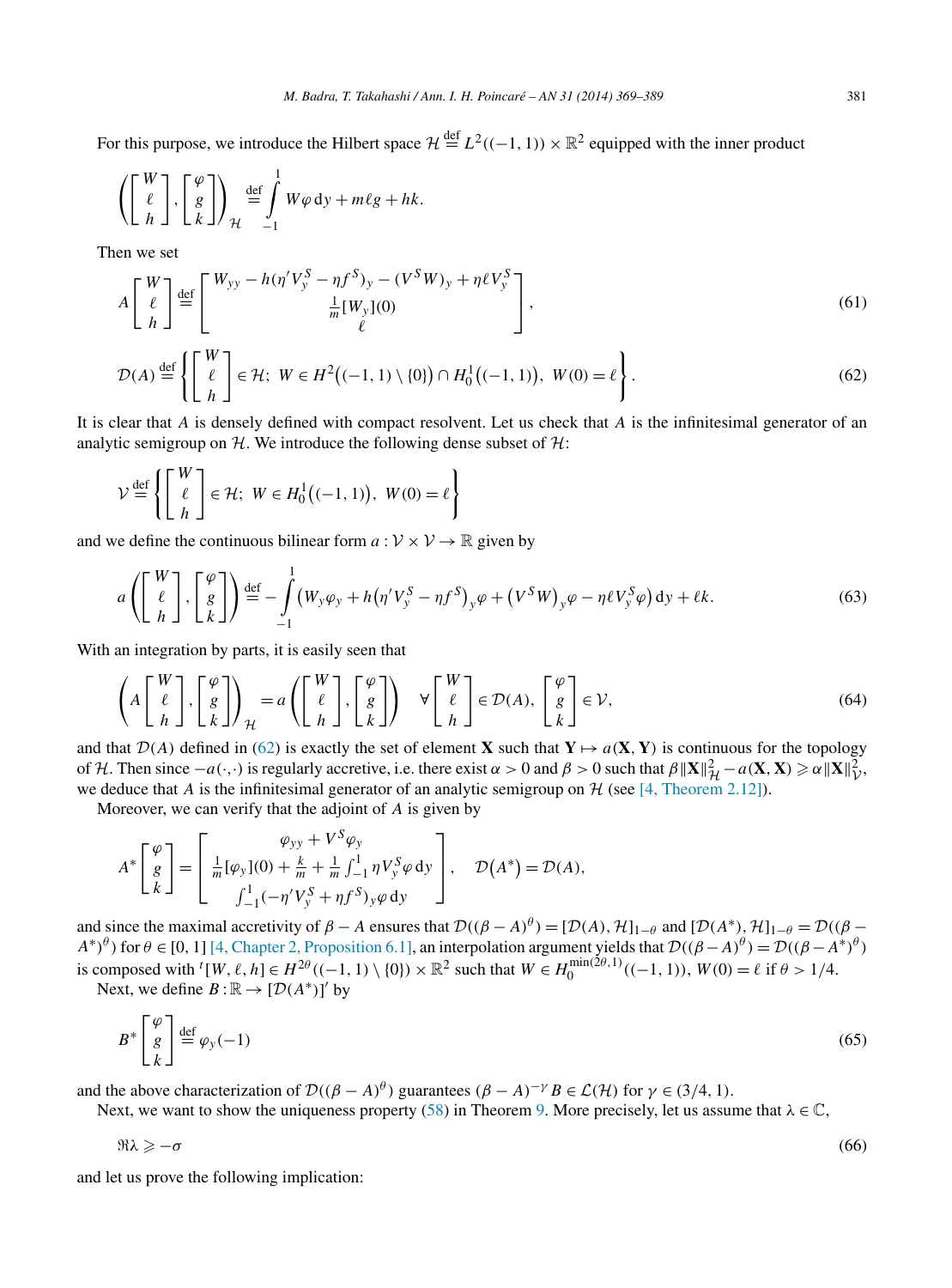For this purpose, we introduce the Hilbert space $\mathcal{H} \stackrel{\text{def}}{=} L^2((-1,1)) \times \mathbb{R}^2$ equipped with the inner product

$$\left( \begin{bmatrix} W \\ \ell \\ h \end{bmatrix}, \begin{bmatrix} \varphi \\ g \\ k \end{bmatrix} \right)_{\mathcal{H}} \stackrel{\text{def}}{=} \int_{-1}^{1} W\varphi \, dy + m\ell g + hk.$$

Then we set

$$A \begin{bmatrix} W \\ \ell \\ h \end{bmatrix} \stackrel{\text{def}}{=} \begin{bmatrix} W_{yy} - h(\eta' V_y^S - \eta f^S)_y - (V^S W)_y + \eta \ell V_y^S \\ \frac{1}{m}[W_y](0) \\ \ell \end{bmatrix}, \tag{61}$$

$$\mathcal{D}(A) \stackrel{\text{def}}{=} \left\{ \begin{bmatrix} W \\ \ell \\ h \end{bmatrix} \in \mathcal{H};\ W \in H^2\big((-1,1) \setminus \{0\}\big) \cap H_0^1\big((-1,1)\big),\ W(0) = \ell \right\}. \tag{62}$$

It is clear that $A$ is densely defined with compact resolvent. Let us check that $A$ is the infinitesimal generator of an analytic semigroup on $\mathcal{H}$. We introduce the following dense subset of $\mathcal{H}$:

$$\mathcal{V} \stackrel{\text{def}}{=} \left\{ \begin{bmatrix} W \\ \ell \\ h \end{bmatrix} \in \mathcal{H};\ W \in H_0^1\big((-1,1)\big),\ W(0) = \ell \right\}$$

and we define the continuous bilinear form $a : \mathcal{V} \times \mathcal{V} \to \mathbb{R}$ given by

$$a\left( \begin{bmatrix} W \\ \ell \\ h \end{bmatrix}, \begin{bmatrix} \varphi \\ g \\ k \end{bmatrix} \right) \stackrel{\text{def}}{=} -\int_{-1}^{1} \left( W_y \varphi_y + h\big(\eta' V_y^S - \eta f^S\big)_y \varphi + \big(V^S W\big)_y \varphi - \eta \ell V_y^S \varphi \right) dy + \ell k. \tag{63}$$

With an integration by parts, it is easily seen that

$$\left( A \begin{bmatrix} W \\ \ell \\ h \end{bmatrix}, \begin{bmatrix} \varphi \\ g \\ k \end{bmatrix} \right)_{\mathcal{H}} = a\left( \begin{bmatrix} W \\ \ell \\ h \end{bmatrix}, \begin{bmatrix} \varphi \\ g \\ k \end{bmatrix} \right) \quad \forall \begin{bmatrix} W \\ \ell \\ h \end{bmatrix} \in \mathcal{D}(A),\ \begin{bmatrix} \varphi \\ g \\ k \end{bmatrix} \in \mathcal{V}, \tag{64}$$

and that $\mathcal{D}(A)$ defined in (62) is exactly the set of element $\mathbf{X}$ such that $\mathbf{Y} \mapsto a(\mathbf{X}, \mathbf{Y})$ is continuous for the topology of $\mathcal{H}$. Then since $-a(\cdot,\cdot)$ is regularly accretive, i.e. there exist $\alpha > 0$ and $\beta > 0$ such that $\beta \|\mathbf{X}\|_{\mathcal{H}}^2 - a(\mathbf{X}, \mathbf{X}) \geqslant \alpha \|\mathbf{X}\|_{\mathcal{V}}^2$, we deduce that $A$ is the infinitesimal generator of an analytic semigroup on $\mathcal{H}$ (see [4, Theorem 2.12]).

Moreover, we can verify that the adjoint of $A$ is given by

$$A^* \begin{bmatrix} \varphi \\ g \\ k \end{bmatrix} = \begin{bmatrix} \varphi_{yy} + V^S \varphi_y \\ \frac{1}{m}[\varphi_y](0) + \frac{k}{m} + \frac{1}{m}\int_{-1}^{1} \eta V_y^S \varphi \, dy \\ \int_{-1}^{1} (-\eta' V_y^S + \eta f^S)_y \varphi \, dy \end{bmatrix}, \quad \mathcal{D}\big(A^*\big) = \mathcal{D}(A),$$

and since the maximal accretivity of $\beta - A$ ensures that $\mathcal{D}((\beta - A)^\theta) = [\mathcal{D}(A), \mathcal{H}]_{1-\theta}$ and $[\mathcal{D}(A^*), \mathcal{H}]_{1-\theta} = \mathcal{D}((\beta - A^*)^\theta)$ for $\theta \in [0,1]$ [4, Chapter 2, Proposition 6.1], an interpolation argument yields that $\mathcal{D}((\beta - A)^\theta) = \mathcal{D}((\beta - A^*)^\theta)$ is composed with ${}^t[W, \ell, h] \in H^{2\theta}((-1,1) \setminus \{0\}) \times \mathbb{R}^2$ such that $W \in H_0^{\min(2\theta, 1)}((-1,1))$, $W(0) = \ell$ if $\theta > 1/4$.

Next, we define $B : \mathbb{R} \to [\mathcal{D}(A^*)]'$ by

$$B^* \begin{bmatrix} \varphi \\ g \\ k \end{bmatrix} \stackrel{\text{def}}{=} \varphi_y(-1) \tag{65}$$

and the above characterization of $\mathcal{D}((\beta - A)^\theta)$ guarantees $(\beta - A)^{-\gamma} B \in \mathcal{L}(\mathcal{H})$ for $\gamma \in (3/4, 1)$.

Next, we want to show the uniqueness property (58) in Theorem 9. More precisely, let us assume that $\lambda \in \mathbb{C}$,

$$\Re \lambda \geqslant -\sigma \tag{66}$$

and let us prove the following implication: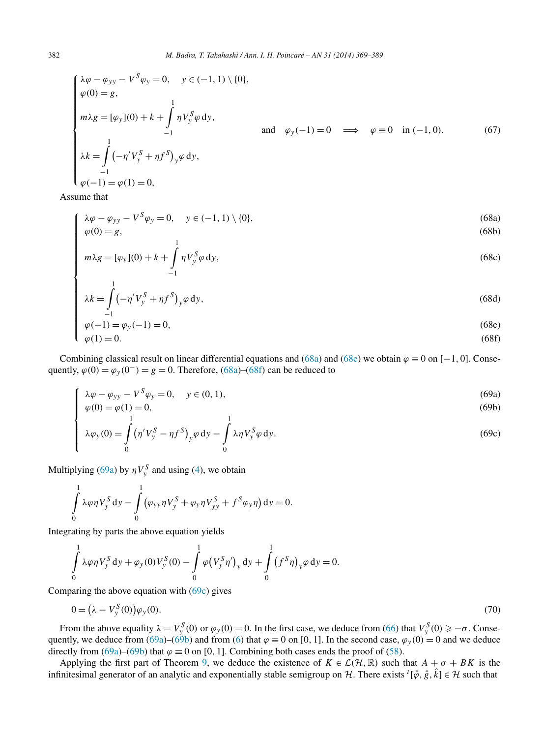$$
\begin{cases}
\lambda\varphi - \varphi_{yy} - V^S \varphi_y = 0, \quad y \in (-1,1) \setminus \{0\}, \\
\varphi(0) = g, \\
m\lambda g = [\varphi_y](0) + k + \displaystyle\int_{-1}^{1} \eta V_y^S \varphi \, dy, \\
\lambda k = \displaystyle\int_{-1}^{1} \left(-\eta' V_y^S + \eta f^S\right)_y \varphi \, dy, \\
\varphi(-1) = \varphi(1) = 0,
\end{cases}
\quad \text{and} \quad \varphi_y(-1) = 0 \quad \Longrightarrow \quad \varphi \equiv 0 \quad \text{in } (-1,0). \tag{67}
$$

Assume that

$$
\begin{cases}
\lambda\varphi - \varphi_{yy} - V^S \varphi_y = 0, \quad y \in (-1,1) \setminus \{0\}, & \text{(68a)} \\
\varphi(0) = g, & \text{(68b)} \\
m\lambda g = [\varphi_y](0) + k + \displaystyle\int_{-1}^{1} \eta V_y^S \varphi \, dy, & \text{(68c)} \\
\lambda k = \displaystyle\int_{-1}^{1} \left(-\eta' V_y^S + \eta f^S\right)_y \varphi \, dy, & \text{(68d)} \\
\varphi(-1) = \varphi_y(-1) = 0, & \text{(68e)} \\
\varphi(1) = 0. & \text{(68f)}
\end{cases}
$$

Combining classical result on linear differential equations and (68a) and (68e) we obtain $\varphi \equiv 0$ on $[-1,0]$. Consequently, $\varphi(0) = \varphi_y(0^-) = g = 0$. Therefore, (68a)–(68f) can be reduced to

$$
\begin{cases}
\lambda\varphi - \varphi_{yy} - V^S \varphi_y = 0, \quad y \in (0,1), & \text{(69a)} \\
\varphi(0) = \varphi(1) = 0, & \text{(69b)} \\
\lambda \varphi_y(0) = \displaystyle\int_{0}^{1} \left(\eta' V_y^S - \eta f^S\right)_y \varphi \, dy - \int_{0}^{1} \lambda \eta V_y^S \varphi \, dy. & \text{(69c)}
\end{cases}
$$

Multiplying (69a) by $\eta V_y^S$ and using (4), we obtain

$$
\int_0^1 \lambda \varphi \eta V_y^S \, dy - \int_0^1 \left(\varphi_{yy} \eta V_y^S + \varphi_y \eta V_{yy}^S + f^S \varphi_y \eta\right) dy = 0.
$$

Integrating by parts the above equation yields

$$
\int_0^1 \lambda \varphi \eta V_y^S \, dy + \varphi_y(0) V_y^S(0) - \int_0^1 \varphi \left(V_y^S \eta'\right)_y dy + \int_0^1 \left(f^S \eta\right)_y \varphi \, dy = 0.
$$

Comparing the above equation with (69c) gives

$$
0 = \left(\lambda - V_y^S(0)\right) \varphi_y(0). \tag{70}
$$

From the above equality $\lambda = V_y^S(0)$ or $\varphi_y(0) = 0$. In the first case, we deduce from (66) that $V_y^S(0) \geqslant -\sigma$. Consequently, we deduce from (69a)–(69b) and from (6) that $\varphi \equiv 0$ on $[0,1]$. In the second case, $\varphi_y(0) = 0$ and we deduce directly from (69a)–(69b) that $\varphi \equiv 0$ on $[0,1]$. Combining both cases ends the proof of (58).

Applying the first part of Theorem 9, we deduce the existence of $K \in \mathcal{L}(\mathcal{H}, \mathbb{R})$ such that $A + \sigma + BK$ is the infinitesimal generator of an analytic and exponentially stable semigroup on $\mathcal{H}$. There exists ${}^t[\hat{\varphi}, \hat{g}, \hat{k}] \in \mathcal{H}$ such that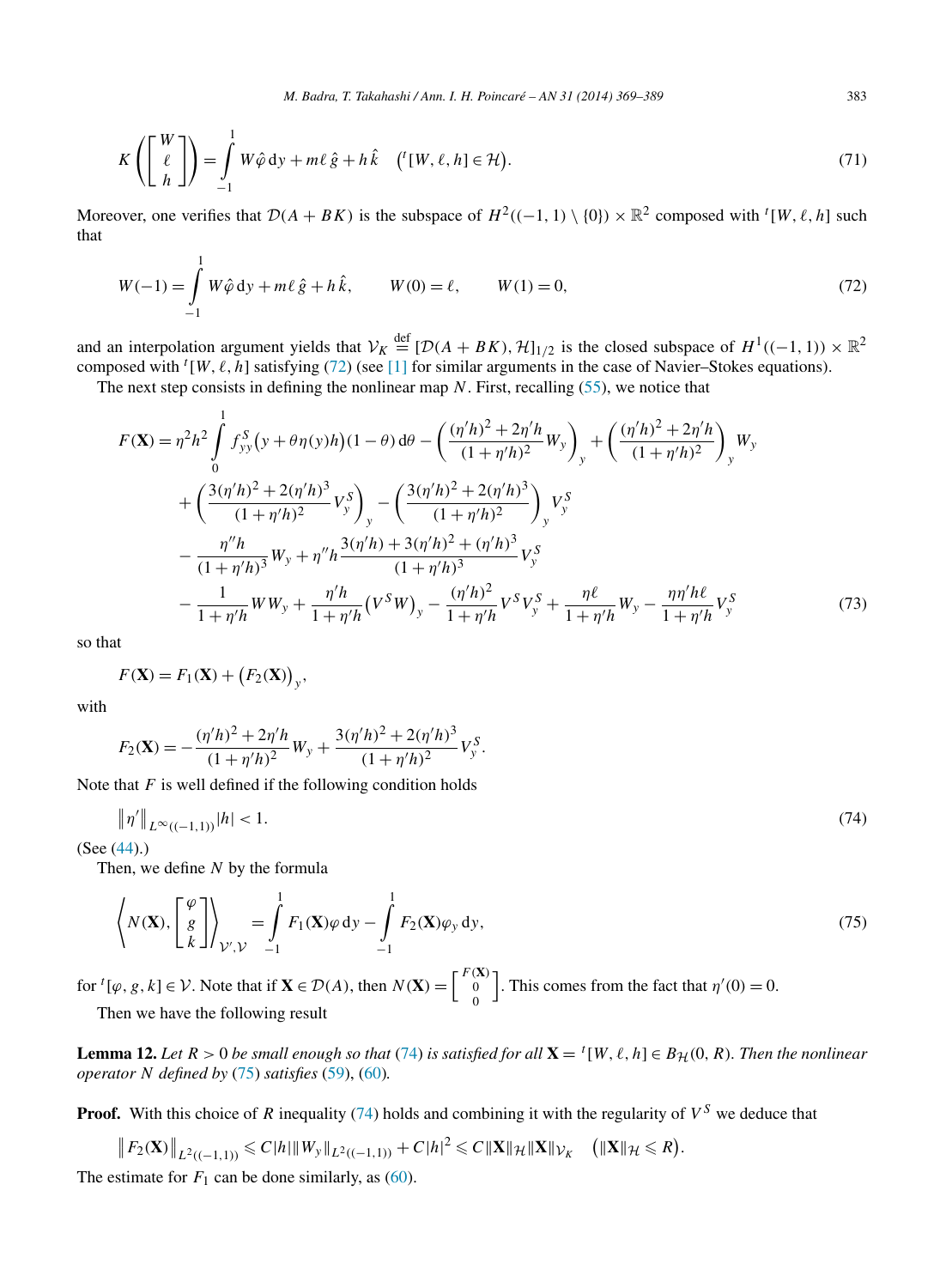$$K\left(\begin{bmatrix} W \\ \ell \\ h \end{bmatrix}\right) = \int_{-1}^{1} W\hat{\varphi}\,\mathrm{d}y + m\ell\,\hat{g} + h\,\hat{k} \quad \left({}^t[W,\ell,h] \in \mathcal{H}\right). \tag{71}$$

Moreover, one verifies that $\mathcal{D}(A+BK)$ is the subspace of $H^2((-1,1)\setminus\{0\}) \times \mathbb{R}^2$ composed with ${}^t[W,\ell,h]$ such that

$$W(-1) = \int_{-1}^{1} W\hat{\varphi}\,\mathrm{d}y + m\ell\,\hat{g} + h\,\hat{k}, \qquad W(0) = \ell, \qquad W(1) = 0, \tag{72}$$

and an interpolation argument yields that $\mathcal{V}_K \overset{\text{def}}{=} [\mathcal{D}(A+BK), \mathcal{H}]_{1/2}$ is the closed subspace of $H^1((-1,1)) \times \mathbb{R}^2$ composed with ${}^t[W,\ell,h]$ satisfying (72) (see [1] for similar arguments in the case of Navier–Stokes equations).

The next step consists in defining the nonlinear map $N$. First, recalling (55), we notice that

$$\begin{aligned}
F(\mathbf{X}) = {} & \eta^2 h^2 \int_0^1 f_{yy}^S\big(y + \theta\eta(y)h\big)(1-\theta)\,\mathrm{d}\theta - \left(\frac{(\eta'h)^2 + 2\eta'h}{(1+\eta'h)^2} W_y\right)_y + \left(\frac{(\eta'h)^2 + 2\eta'h}{(1+\eta'h)^2}\right)_y W_y \\
& + \left(\frac{3(\eta'h)^2 + 2(\eta'h)^3}{(1+\eta'h)^2} V_y^S\right)_y - \left(\frac{3(\eta'h)^2 + 2(\eta'h)^3}{(1+\eta'h)^2}\right)_y V_y^S \\
& - \frac{\eta''h}{(1+\eta'h)^3} W_y + \eta''h\,\frac{3(\eta'h) + 3(\eta'h)^2 + (\eta'h)^3}{(1+\eta'h)^3} V_y^S \\
& - \frac{1}{1+\eta'h} W W_y + \frac{\eta'h}{1+\eta'h}\big(V^S W\big)_y - \frac{(\eta'h)^2}{1+\eta'h} V^S V_y^S + \frac{\eta\ell}{1+\eta'h} W_y - \frac{\eta\eta'h\ell}{1+\eta'h} V_y^S
\end{aligned} \tag{73}$$

so that

$$F(\mathbf{X}) = F_1(\mathbf{X}) + \big(F_2(\mathbf{X})\big)_y,$$

with

$$F_2(\mathbf{X}) = -\frac{(\eta'h)^2 + 2\eta'h}{(1+\eta'h)^2} W_y + \frac{3(\eta'h)^2 + 2(\eta'h)^3}{(1+\eta'h)^2} V_y^S.$$

Note that $F$ is well defined if the following condition holds

$$\|\eta'\|_{L^\infty((-1,1))}|h| < 1. \tag{74}$$

(See (44).)

Then, we define $N$ by the formula

$$\left\langle N(\mathbf{X}), \begin{bmatrix} \varphi \\ g \\ k \end{bmatrix} \right\rangle_{\mathcal{V}',\mathcal{V}} = \int_{-1}^{1} F_1(\mathbf{X})\varphi\,\mathrm{d}y - \int_{-1}^{1} F_2(\mathbf{X})\varphi_y\,\mathrm{d}y, \tag{75}$$

for ${}^t[\varphi, g, k] \in \mathcal{V}$. Note that if $\mathbf{X} \in \mathcal{D}(A)$, then $N(\mathbf{X}) = \begin{bmatrix} F(\mathbf{X}) \\ 0 \\ 0 \end{bmatrix}$. This comes from the fact that $\eta'(0) = 0$.

Then we have the following result

**Lemma 12.** *Let $R > 0$ be small enough so that (74) is satisfied for all $\mathbf{X} = {}^t[W,\ell,h] \in B_{\mathcal{H}}(0,R)$. Then the nonlinear operator $N$ defined by (75) satisfies (59), (60).*

**Proof.** With this choice of $R$ inequality (74) holds and combining it with the regularity of $V^S$ we deduce that

$$\|F_2(\mathbf{X})\|_{L^2((-1,1))} \leqslant C|h|\|W_y\|_{L^2((-1,1))} + C|h|^2 \leqslant C\|\mathbf{X}\|_{\mathcal{H}}\|\mathbf{X}\|_{\mathcal{V}_K} \quad \big(\|\mathbf{X}\|_{\mathcal{H}} \leqslant R\big).$$

The estimate for $F_1$ can be done similarly, as (60).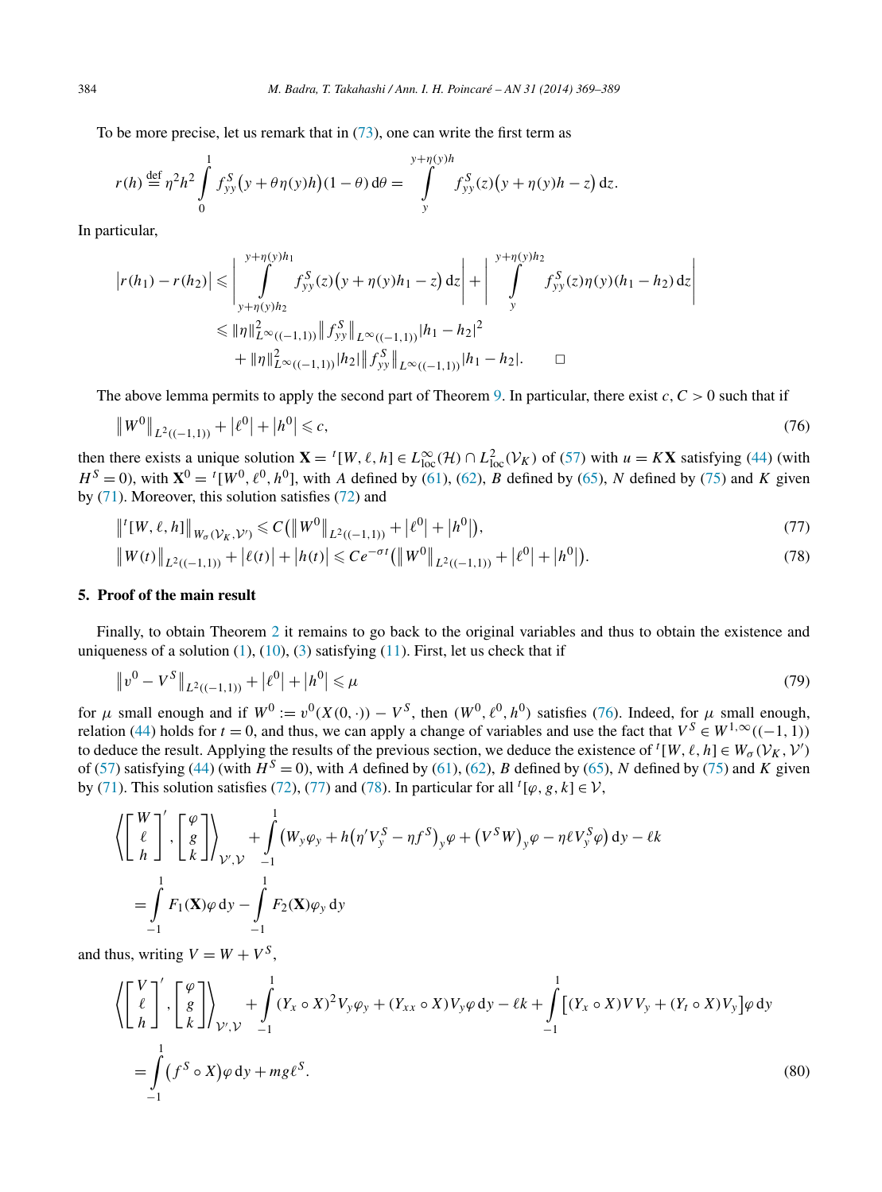To be more precise, let us remark that in (73), one can write the first term as

$$r(h) \stackrel{\text{def}}{=} \eta^2 h^2 \int_0^1 f^S_{yy}\big(y + \theta\eta(y)h\big)(1-\theta)\,\mathrm{d}\theta = \int_y^{y+\eta(y)h} f^S_{yy}(z)\big(y + \eta(y)h - z\big)\,\mathrm{d}z.$$

In particular,

$$\begin{aligned}
\big|r(h_1) - r(h_2)\big| &\leqslant \left| \int_{y+\eta(y)h_2}^{y+\eta(y)h_1} f^S_{yy}(z)\big(y + \eta(y)h_1 - z\big)\,\mathrm{d}z \right| + \left| \int_y^{y+\eta(y)h_2} f^S_{yy}(z)\eta(y)(h_1 - h_2)\,\mathrm{d}z \right| \\
&\leqslant \|\eta\|^2_{L^\infty((-1,1))} \big\| f^S_{yy} \big\|_{L^\infty((-1,1))} |h_1 - h_2|^2 \\
&\quad + \|\eta\|^2_{L^\infty((-1,1))} |h_2| \big\| f^S_{yy} \big\|_{L^\infty((-1,1))} |h_1 - h_2|. \qquad \square
\end{aligned}$$

The above lemma permits to apply the second part of Theorem 9. In particular, there exist $c, C > 0$ such that if

$$\big\|W^0\big\|_{L^2((-1,1))} + \big|\ell^0\big| + \big|h^0\big| \leqslant c, \tag{76}$$

then there exists a unique solution $\mathbf{X} = {}^t[W, \ell, h] \in L^\infty_{\text{loc}}(\mathcal{H}) \cap L^2_{\text{loc}}(\mathcal{V}_K)$ of (57) with $u = K\mathbf{X}$ satisfying (44) (with $H^S = 0$), with $\mathbf{X}^0 = {}^t[W^0, \ell^0, h^0]$, with $A$ defined by (61), (62), $B$ defined by (65), $N$ defined by (75) and $K$ given by (71). Moreover, this solution satisfies (72) and

$$\big\|{}^t[W, \ell, h]\big\|_{W_\sigma(\mathcal{V}_K, \mathcal{V}')} \leqslant C\big(\big\|W^0\big\|_{L^2((-1,1))} + \big|\ell^0\big| + \big|h^0\big|\big), \tag{77}$$

$$\big\|W(t)\big\|_{L^2((-1,1))} + \big|\ell(t)\big| + \big|h(t)\big| \leqslant Ce^{-\sigma t}\big(\big\|W^0\big\|_{L^2((-1,1))} + \big|\ell^0\big| + \big|h^0\big|\big). \tag{78}$$

## 5. Proof of the main result

Finally, to obtain Theorem 2 it remains to go back to the original variables and thus to obtain the existence and uniqueness of a solution (1), (10), (3) satisfying (11). First, let us check that if

$$\big\|v^0 - V^S\big\|_{L^2((-1,1))} + \big|\ell^0\big| + \big|h^0\big| \leqslant \mu \tag{79}$$

for $\mu$ small enough and if $W^0 := v^0(X(0,\cdot)) - V^S$, then $(W^0, \ell^0, h^0)$ satisfies (76). Indeed, for $\mu$ small enough, relation (44) holds for $t = 0$, and thus, we can apply a change of variables and use the fact that $V^S \in W^{1,\infty}((-1,1))$ to deduce the result. Applying the results of the previous section, we deduce the existence of ${}^t[W, \ell, h] \in W_\sigma(\mathcal{V}_K, \mathcal{V}')$ of (57) satisfying (44) (with $H^S = 0$), with $A$ defined by (61), (62), $B$ defined by (65), $N$ defined by (75) and $K$ given by (71). This solution satisfies (72), (77) and (78). In particular for all ${}^t[\varphi, g, k] \in \mathcal{V}$,

$$\begin{aligned}
&\left\langle \begin{bmatrix} W \\ \ell \\ h \end{bmatrix}', \begin{bmatrix} \varphi \\ g \\ k \end{bmatrix} \right\rangle_{\mathcal{V}',\mathcal{V}} + \int_{-1}^1 \big(W_y\varphi_y + h\big(\eta' V^S_y - \eta f^S\big)_y \varphi + \big(V^S W\big)_y \varphi - \eta\ell V^S_y \varphi\big)\,\mathrm{d}y - \ell k \\
&\quad = \int_{-1}^1 F_1(\mathbf{X})\varphi\,\mathrm{d}y - \int_{-1}^1 F_2(\mathbf{X})\varphi_y\,\mathrm{d}y
\end{aligned}$$

and thus, writing $V = W + V^S$,

$$\begin{aligned}
&\left\langle \begin{bmatrix} V \\ \ell \\ h \end{bmatrix}', \begin{bmatrix} \varphi \\ g \\ k \end{bmatrix} \right\rangle_{\mathcal{V}',\mathcal{V}} + \int_{-1}^1 (Y_x \circ X)^2 V_y \varphi_y + (Y_{xx} \circ X) V_y \varphi\,\mathrm{d}y - \ell k + \int_{-1}^1 \big[(Y_x \circ X) V V_y + (Y_t \circ X) V_y\big]\varphi\,\mathrm{d}y \\
&\quad = \int_{-1}^1 \big(f^S \circ X\big)\varphi\,\mathrm{d}y + mg\ell^S.
\end{aligned} \tag{80}$$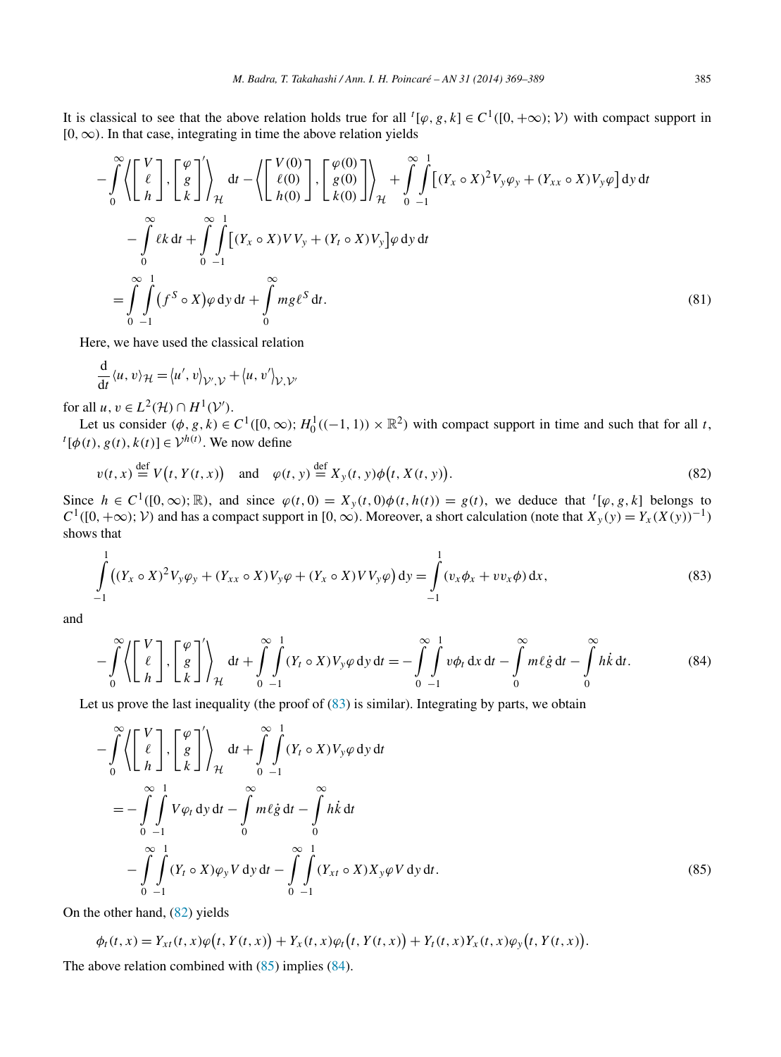It is classical to see that the above relation holds true for all ${}^t[\varphi, g, k] \in C^1([0,+\infty); \mathcal{V})$ with compact support in $[0,\infty)$. In that case, integrating in time the above relation yields

$$
\begin{aligned}
&-\int_0^\infty \left\langle \begin{bmatrix} V \\ \ell \\ h \end{bmatrix}, \begin{bmatrix} \varphi \\ g \\ k \end{bmatrix}' \right\rangle_{\mathcal{H}} \mathrm{d}t - \left\langle \begin{bmatrix} V(0) \\ \ell(0) \\ h(0) \end{bmatrix}, \begin{bmatrix} \varphi(0) \\ g(0) \\ k(0) \end{bmatrix} \right\rangle_{\mathcal{H}} + \int_0^\infty \int_{-1}^1 \left[ (Y_x \circ X)^2 V_y \varphi_y + (Y_{xx} \circ X) V_y \varphi \right] \mathrm{d}y\, \mathrm{d}t \\
&\quad - \int_0^\infty \ell k \, \mathrm{d}t + \int_0^\infty \int_{-1}^1 \left[ (Y_x \circ X) V V_y + (Y_t \circ X) V_y \right] \varphi \, \mathrm{d}y\, \mathrm{d}t \\
&= \int_0^\infty \int_{-1}^1 \left( f^S \circ X \right) \varphi \, \mathrm{d}y\, \mathrm{d}t + \int_0^\infty m g \ell^S \, \mathrm{d}t.
\end{aligned}
\tag{81}
$$

Here, we have used the classical relation

$$
\frac{\mathrm{d}}{\mathrm{d}t} \langle u, v \rangle_{\mathcal{H}} = \langle u', v \rangle_{\mathcal{V}', \mathcal{V}} + \langle u, v' \rangle_{\mathcal{V}, \mathcal{V}'}
$$

for all $u, v \in L^2(\mathcal{H}) \cap H^1(\mathcal{V}')$.

Let us consider $(\phi, g, k) \in C^1([0,\infty); H_0^1((-1,1)) \times \mathbb{R}^2)$ with compact support in time and such that for all $t$, ${}^t[\phi(t), g(t), k(t)] \in \mathcal{V}^{h(t)}$. We now define

$$
v(t,x) \stackrel{\text{def}}{=} V\big(t, Y(t,x)\big) \quad \text{and} \quad \varphi(t,y) \stackrel{\text{def}}{=} X_y(t,y) \phi\big(t, X(t,y)\big).
\tag{82}
$$

Since $h \in C^1([0,\infty); \mathbb{R})$, and since $\varphi(t,0) = X_y(t,0)\phi(t,h(t)) = g(t)$, we deduce that ${}^t[\varphi, g, k]$ belongs to $C^1([0,+\infty); \mathcal{V})$ and has a compact support in $[0,\infty)$. Moreover, a short calculation (note that $X_y(y) = Y_x(X(y))^{-1}$) shows that

$$
\int_{-1}^1 \left( (Y_x \circ X)^2 V_y \varphi_y + (Y_{xx} \circ X) V_y \varphi + (Y_x \circ X) V V_y \varphi \right) \mathrm{d}y = \int_{-1}^1 (v_x \phi_x + v v_x \phi) \, \mathrm{d}x,
\tag{83}
$$

and

$$
-\int_0^\infty \left\langle \begin{bmatrix} V \\ \ell \\ h \end{bmatrix}, \begin{bmatrix} \varphi \\ g \\ k \end{bmatrix}' \right\rangle_{\mathcal{H}} \mathrm{d}t + \int_0^\infty \int_{-1}^1 (Y_t \circ X) V_y \varphi \, \mathrm{d}y\, \mathrm{d}t = -\int_0^\infty \int_{-1}^1 v \phi_t \, \mathrm{d}x\, \mathrm{d}t - \int_0^\infty m \ell \dot{g} \, \mathrm{d}t - \int_0^\infty h \dot{k} \, \mathrm{d}t.
\tag{84}
$$

Let us prove the last inequality (the proof of (83) is similar). Integrating by parts, we obtain

$$
\begin{aligned}
&-\int_0^\infty \left\langle \begin{bmatrix} V \\ \ell \\ h \end{bmatrix}, \begin{bmatrix} \varphi \\ g \\ k \end{bmatrix}' \right\rangle_{\mathcal{H}} \mathrm{d}t + \int_0^\infty \int_{-1}^1 (Y_t \circ X) V_y \varphi \, \mathrm{d}y\, \mathrm{d}t \\
&= -\int_0^\infty \int_{-1}^1 V \varphi_t \, \mathrm{d}y\, \mathrm{d}t - \int_0^\infty m \ell \dot{g} \, \mathrm{d}t - \int_0^\infty h \dot{k} \, \mathrm{d}t \\
&\quad - \int_0^\infty \int_{-1}^1 (Y_t \circ X) \varphi_y V \, \mathrm{d}y\, \mathrm{d}t - \int_0^\infty \int_{-1}^1 (Y_{xt} \circ X) X_y \varphi V \, \mathrm{d}y\, \mathrm{d}t.
\end{aligned}
\tag{85}
$$

On the other hand, (82) yields

$$
\phi_t(t,x) = Y_{xt}(t,x) \varphi\big(t, Y(t,x)\big) + Y_x(t,x) \varphi_t\big(t, Y(t,x)\big) + Y_t(t,x) Y_x(t,x) \varphi_y\big(t, Y(t,x)\big).
$$

The above relation combined with (85) implies (84).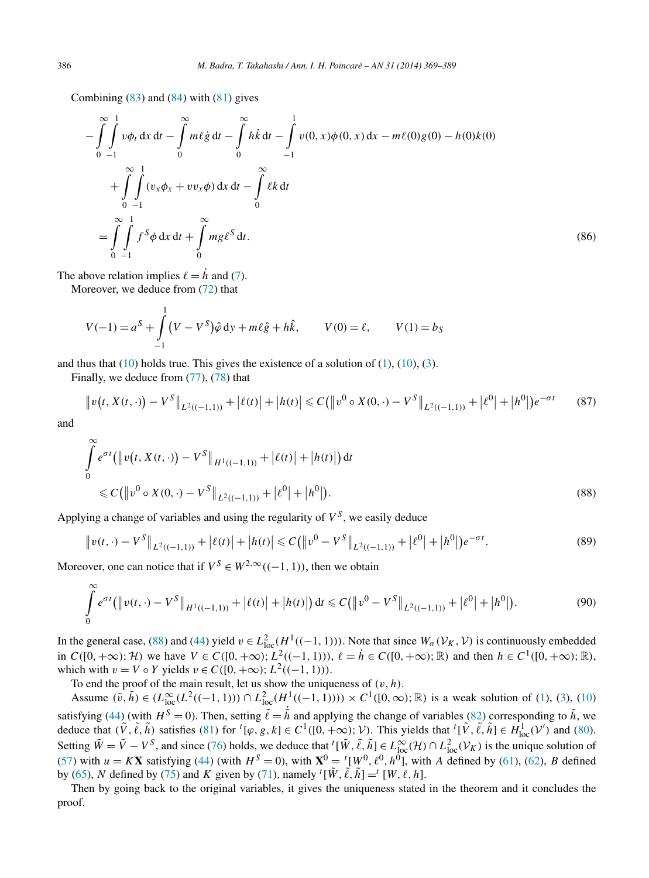Combining (83) and (84) with (81) gives

$$
\begin{aligned}
&-\int_0^\infty \int_{-1}^1 v\phi_t \,\mathrm{d}x\,\mathrm{d}t - \int_0^\infty m\ell \dot{g}\,\mathrm{d}t - \int_0^\infty h\dot{k}\,\mathrm{d}t - \int_{-1}^1 v(0,x)\phi(0,x)\,\mathrm{d}x - m\ell(0)g(0) - h(0)k(0) \\
&\qquad + \int_0^\infty \int_{-1}^1 (v_x\phi_x + vv_x\phi)\,\mathrm{d}x\,\mathrm{d}t - \int_0^\infty \ell k\,\mathrm{d}t \\
&\quad = \int_0^\infty \int_{-1}^1 f^S\phi\,\mathrm{d}x\,\mathrm{d}t + \int_0^\infty mg\ell^S\,\mathrm{d}t. 
\end{aligned}
\tag{86}
$$

The above relation implies $\ell = \dot{h}$ and (7).

Moreover, we deduce from (72) that

$$
V(-1) = a^S + \int_{-1}^1 \big(V - V^S\big)\hat{\varphi}\,\mathrm{d}y + m\ell\hat{g} + h\hat{k}, \qquad V(0) = \ell, \qquad V(1) = b_S
$$

and thus that (10) holds true. This gives the existence of a solution of (1), (10), (3).

Finally, we deduce from (77), (78) that

$$
\big\|v\big(t, X(t,\cdot)\big) - V^S\big\|_{L^2((-1,1))} + \big|\ell(t)\big| + \big|h(t)\big| \leqslant C\big(\big\|v^0 \circ X(0,\cdot) - V^S\big\|_{L^2((-1,1))} + \big|\ell^0\big| + \big|h^0\big|\big)e^{-\sigma t} \tag{87}
$$

and

$$
\begin{aligned}
&\int_0^\infty e^{\sigma t}\big(\big\|v\big(t, X(t,\cdot)\big) - V^S\big\|_{H^1((-1,1))} + \big|\ell(t)\big| + \big|h(t)\big|\big)\,\mathrm{d}t \\
&\quad \leqslant C\big(\big\|v^0 \circ X(0,\cdot) - V^S\big\|_{L^2((-1,1))} + \big|\ell^0\big| + \big|h^0\big|\big).
\end{aligned}
\tag{88}
$$

Applying a change of variables and using the regularity of $V^S$, we easily deduce

$$
\big\|v(t,\cdot) - V^S\big\|_{L^2((-1,1))} + \big|\ell(t)\big| + \big|h(t)\big| \leqslant C\big(\big\|v^0 - V^S\big\|_{L^2((-1,1))} + \big|\ell^0\big| + \big|h^0\big|\big)e^{-\sigma t}. \tag{89}
$$

Moreover, one can notice that if $V^S \in W^{2,\infty}((-1,1))$, then we obtain

$$
\int_0^\infty e^{\sigma t}\big(\big\|v(t,\cdot) - V^S\big\|_{H^1((-1,1))} + \big|\ell(t)\big| + \big|h(t)\big|\big)\,\mathrm{d}t \leqslant C\big(\big\|v^0 - V^S\big\|_{L^2((-1,1))} + \big|\ell^0\big| + \big|h^0\big|\big). \tag{90}
$$

In the general case, (88) and (44) yield $v \in L^2_{\mathrm{loc}}(H^1((-1,1)))$. Note that since $W_\sigma(\mathcal{V}_K, \mathcal{V})$ is continuously embedded in $C([0,+\infty); \mathcal{H})$ we have $V \in C([0,+\infty); L^2((-1,1)))$, $\ell = \dot{h} \in C([0,+\infty); \mathbb{R})$ and then $h \in C^1([0,+\infty); \mathbb{R})$, which with $v = V \circ Y$ yields $v \in C([0,+\infty); L^2((-1,1)))$.

To end the proof of the main result, let us show the uniqueness of $(v, h)$.

Assume $(\tilde{v}, \tilde{h}) \in (L^\infty_{\mathrm{loc}}(L^2((-1,1))) \cap L^2_{\mathrm{loc}}(H^1((-1,1)))) \times C^1([0,\infty); \mathbb{R})$ is a weak solution of (1), (3), (10) satisfying (44) (with $H^S = 0$). Then, setting $\tilde{\ell} = \dot{\tilde{h}}$ and applying the change of variables (82) corresponding to $\tilde{h}$, we deduce that $(\tilde{V}, \tilde{\ell}, \tilde{h})$ satisfies (81) for ${}^t[\varphi, g, k] \in C^1([0,+\infty); \mathcal{V})$. This yields that ${}^t[\tilde{V}, \tilde{\ell}, \tilde{h}] \in H^1_{\mathrm{loc}}(\mathcal{V}')$ and (80). Setting $\tilde{W} = \tilde{V} - V^S$, and since (76) holds, we deduce that ${}^t[\tilde{W}, \tilde{\ell}, \tilde{h}] \in L^\infty_{\mathrm{loc}}(\mathcal{H}) \cap L^2_{\mathrm{loc}}(\mathcal{V}_K)$ is the unique solution of (57) with $u = K\mathbf{X}$ satisfying (44) (with $H^S = 0$), with $\mathbf{X}^0 = {}^t[W^0, \ell^0, h^0]$, with $A$ defined by (61), (62), $B$ defined by (65), $N$ defined by (75) and $K$ given by (71), namely ${}^t[\tilde{W}, \tilde{\ell}, \tilde{h}] = {}^t[W, \ell, h]$.

Then by going back to the original variables, it gives the uniqueness stated in the theorem and it concludes the proof.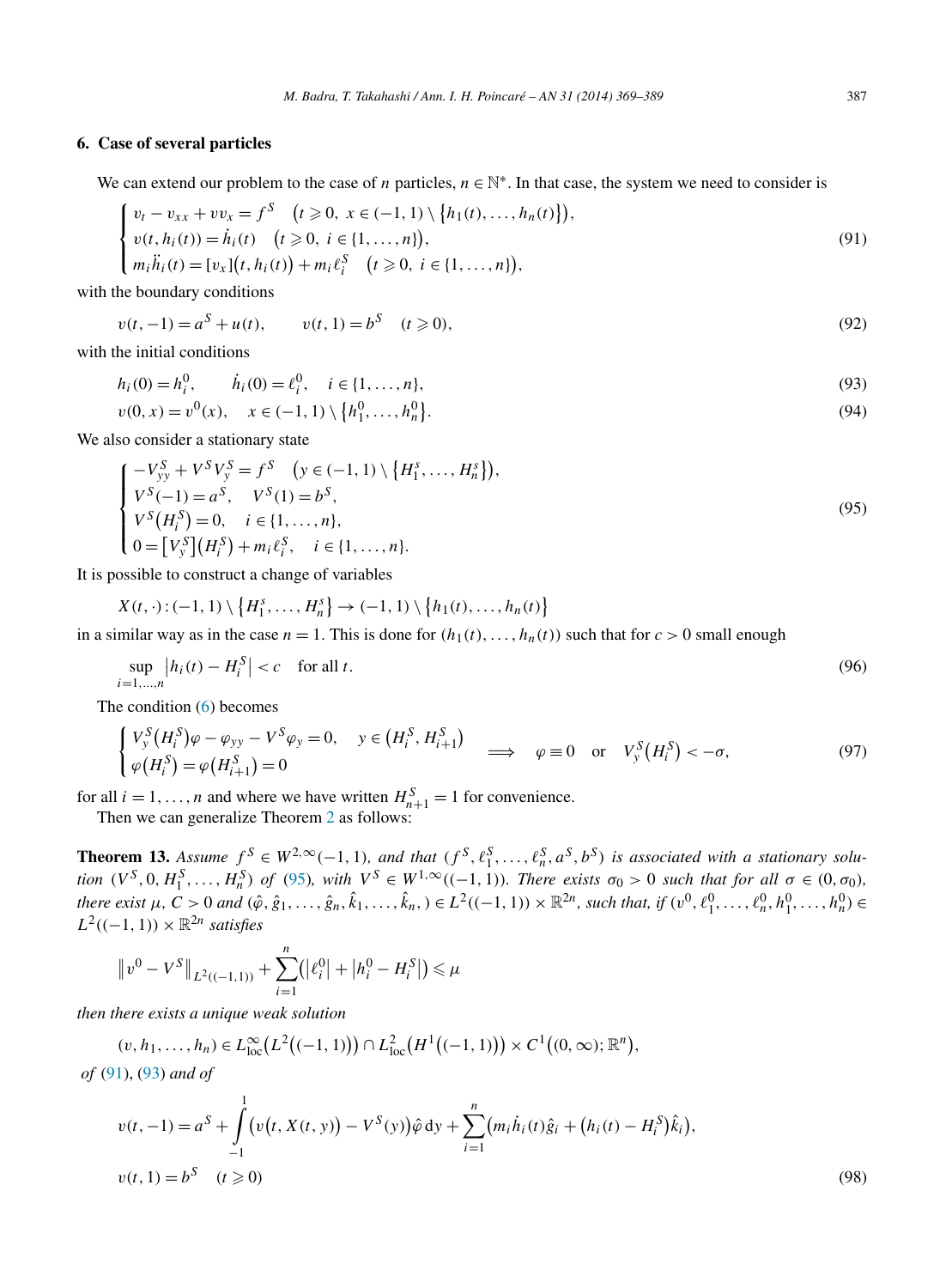## 6. Case of several particles

We can extend our problem to the case of $n$ particles, $n \in \mathbb{N}^*$. In that case, the system we need to consider is

$$
\begin{cases}
v_t - v_{xx} + v v_x = f^S \quad \big(t \geqslant 0,\ x \in (-1,1) \setminus \{h_1(t), \dots, h_n(t)\}\big), \\
v(t, h_i(t)) = \dot{h}_i(t) \quad \big(t \geqslant 0,\ i \in \{1, \dots, n\}\big), \\
m_i \ddot{h}_i(t) = [v_x]\big(t, h_i(t)\big) + m_i \ell_i^S \quad \big(t \geqslant 0,\ i \in \{1, \dots, n\}\big),
\end{cases}
\tag{91}
$$

with the boundary conditions

$$
v(t,-1) = a^S + u(t), \qquad v(t,1) = b^S \quad (t \geqslant 0),
\tag{92}
$$

with the initial conditions

$$
h_i(0) = h_i^0, \qquad \dot{h}_i(0) = \ell_i^0, \quad i \in \{1, \dots, n\},
\tag{93}
$$

$$
v(0,x) = v^0(x), \quad x \in (-1,1) \setminus \{h_1^0, \dots, h_n^0\}.
\tag{94}
$$

We also consider a stationary state

$$
\begin{cases}
-V_{yy}^S + V^S V_y^S = f^S \quad \big(y \in (-1,1) \setminus \{H_1^s, \dots, H_n^s\}\big), \\
V^S(-1) = a^S, \quad V^S(1) = b^S, \\
V^S\big(H_i^S\big) = 0, \quad i \in \{1, \dots, n\}, \\
0 = \big[V_y^S\big]\big(H_i^S\big) + m_i \ell_i^S, \quad i \in \{1, \dots, n\}.
\end{cases}
\tag{95}
$$

It is possible to construct a change of variables

$$
X(t,\cdot) : (-1,1) \setminus \{H_1^s, \dots, H_n^s\} \to (-1,1) \setminus \{h_1(t), \dots, h_n(t)\}
$$

in a similar way as in the case $n = 1$. This is done for $(h_1(t), \dots, h_n(t))$ such that for $c > 0$ small enough

$$
\sup_{i=1,\dots,n} \big|h_i(t) - H_i^S\big| < c \quad \text{for all } t.
\tag{96}
$$

The condition (6) becomes

$$
\begin{cases}
V_y^S\big(H_i^S\big)\varphi - \varphi_{yy} - V^S \varphi_y = 0, \quad y \in \big(H_i^S, H_{i+1}^S\big) \\
\varphi\big(H_i^S\big) = \varphi\big(H_{i+1}^S\big) = 0
\end{cases}
\implies \quad \varphi \equiv 0 \quad \text{or} \quad V_y^S\big(H_i^S\big) < -\sigma,
\tag{97}
$$

for all $i = 1, \dots, n$ and where we have written $H_{n+1}^S = 1$ for convenience.

Then we can generalize Theorem 2 as follows:

**Theorem 13.** *Assume $f^S \in W^{2,\infty}(-1,1)$, and that $(f^S, \ell_1^S, \dots, \ell_n^S, a^S, b^S)$ is associated with a stationary solution $(V^S, 0, H_1^S, \dots, H_n^S)$ of (95), with $V^S \in W^{1,\infty}((-1,1))$. There exists $\sigma_0 > 0$ such that for all $\sigma \in (0, \sigma_0)$, there exist $\mu$, $C > 0$ and $(\hat{\varphi}, \hat{g}_1, \dots, \hat{g}_n, \hat{k}_1, \dots, \hat{k}_n,) \in L^2((-1,1)) \times \mathbb{R}^{2n}$, such that, if $(v^0, \ell_1^0, \dots, \ell_n^0, h_1^0, \dots, h_n^0) \in L^2((-1,1)) \times \mathbb{R}^{2n}$ satisfies*

$$
\big\|v^0 - V^S\big\|_{L^2((-1,1))} + \sum_{i=1}^n \big(\big|\ell_i^0\big| + \big|h_i^0 - H_i^S\big|\big) \leqslant \mu
$$

*then there exists a unique weak solution*

$$
(v, h_1, \dots, h_n) \in L^\infty_{\mathrm{loc}}\big(L^2\big((-1,1)\big)\big) \cap L^2_{\mathrm{loc}}\big(H^1\big((-1,1)\big)\big) \times C^1\big((0,\infty); \mathbb{R}^n\big),
$$

*of (91), (93) and of*

$$
v(t,-1) = a^S + \int_{-1}^{1} \big(v\big(t, X(t,y)\big) - V^S(y)\big)\hat{\varphi}\,\mathrm{d}y + \sum_{i=1}^n \big(m_i \dot{h}_i(t)\hat{g}_i + \big(h_i(t) - H_i^S\big)\hat{k}_i\big),
$$

$$
v(t,1) = b^S \quad (t \geqslant 0)
\tag{98}
$$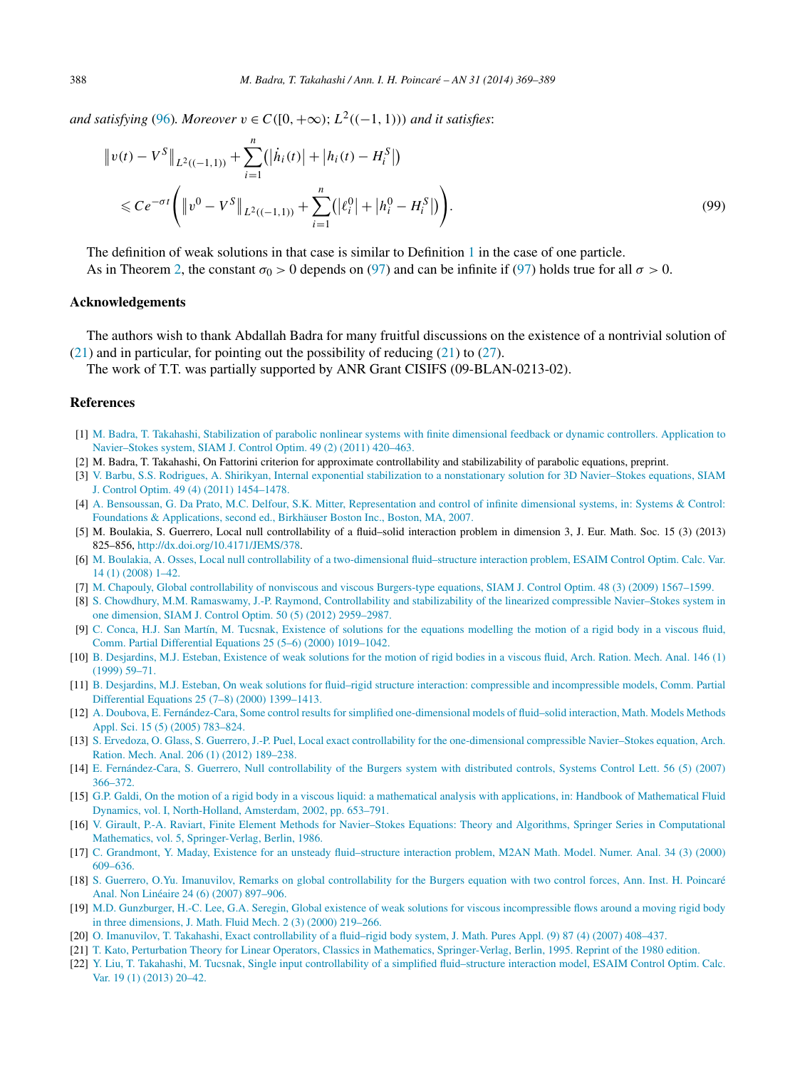*and satisfying* (96). *Moreover* $v \in C([0,+\infty); L^2((-1,1)))$ *and it satisfies*:

$$\|v(t) - V^S\|_{L^2((-1,1))} + \sum_{i=1}^{n} \left(|\dot{h}_i(t)| + |h_i(t) - H_i^S|\right)$$
$$\leqslant C e^{-\sigma t} \left( \|v^0 - V^S\|_{L^2((-1,1))} + \sum_{i=1}^{n} \left(|\ell_i^0| + |h_i^0 - H_i^S|\right) \right). \tag{99}$$

The definition of weak solutions in that case is similar to Definition 1 in the case of one particle.

As in Theorem 2, the constant $\sigma_0 > 0$ depends on (97) and can be infinite if (97) holds true for all $\sigma > 0$.

## Acknowledgements

The authors wish to thank Abdallah Badra for many fruitful discussions on the existence of a nontrivial solution of (21) and in particular, for pointing out the possibility of reducing (21) to (27).

The work of T.T. was partially supported by ANR Grant CISIFS (09-BLAN-0213-02).

## References

[1] M. Badra, T. Takahashi, Stabilization of parabolic nonlinear systems with finite dimensional feedback or dynamic controllers. Application to Navier–Stokes system, SIAM J. Control Optim. 49 (2) (2011) 420–463.

[2] M. Badra, T. Takahashi, On Fattorini criterion for approximate controllability and stabilizability of parabolic equations, preprint.

[3] V. Barbu, S.S. Rodrigues, A. Shirikyan, Internal exponential stabilization to a nonstationary solution for 3D Navier–Stokes equations, SIAM J. Control Optim. 49 (4) (2011) 1454–1478.

[4] A. Bensoussan, G. Da Prato, M.C. Delfour, S.K. Mitter, Representation and control of infinite dimensional systems, in: Systems & Control: Foundations & Applications, second ed., Birkhäuser Boston Inc., Boston, MA, 2007.

[5] M. Boulakia, S. Guerrero, Local null controllability of a fluid–solid interaction problem in dimension 3, J. Eur. Math. Soc. 15 (3) (2013) 825–856, http://dx.doi.org/10.4171/JEMS/378.

[6] M. Boulakia, A. Osses, Local null controllability of a two-dimensional fluid–structure interaction problem, ESAIM Control Optim. Calc. Var. 14 (1) (2008) 1–42.

[7] M. Chapouly, Global controllability of nonviscous and viscous Burgers-type equations, SIAM J. Control Optim. 48 (3) (2009) 1567–1599.

[8] S. Chowdhury, M.M. Ramaswamy, J.-P. Raymond, Controllability and stabilizability of the linearized compressible Navier–Stokes system in one dimension, SIAM J. Control Optim. 50 (5) (2012) 2959–2987.

[9] C. Conca, H.J. San Martín, M. Tucsnak, Existence of solutions for the equations modelling the motion of a rigid body in a viscous fluid, Comm. Partial Differential Equations 25 (5–6) (2000) 1019–1042.

[10] B. Desjardins, M.J. Esteban, Existence of weak solutions for the motion of rigid bodies in a viscous fluid, Arch. Ration. Mech. Anal. 146 (1) (1999) 59–71.

[11] B. Desjardins, M.J. Esteban, On weak solutions for fluid–rigid structure interaction: compressible and incompressible models, Comm. Partial Differential Equations 25 (7–8) (2000) 1399–1413.

[12] A. Doubova, E. Fernández-Cara, Some control results for simplified one-dimensional models of fluid–solid interaction, Math. Models Methods Appl. Sci. 15 (5) (2005) 783–824.

[13] S. Ervedoza, O. Glass, S. Guerrero, J.-P. Puel, Local exact controllability for the one-dimensional compressible Navier–Stokes equation, Arch. Ration. Mech. Anal. 206 (1) (2012) 189–238.

[14] E. Fernández-Cara, S. Guerrero, Null controllability of the Burgers system with distributed controls, Systems Control Lett. 56 (5) (2007) 366–372.

[15] G.P. Galdi, On the motion of a rigid body in a viscous liquid: a mathematical analysis with applications, in: Handbook of Mathematical Fluid Dynamics, vol. I, North-Holland, Amsterdam, 2002, pp. 653–791.

[16] V. Girault, P.-A. Raviart, Finite Element Methods for Navier–Stokes Equations: Theory and Algorithms, Springer Series in Computational Mathematics, vol. 5, Springer-Verlag, Berlin, 1986.

[17] C. Grandmont, Y. Maday, Existence for an unsteady fluid–structure interaction problem, M2AN Math. Model. Numer. Anal. 34 (3) (2000) 609–636.

[18] S. Guerrero, O.Yu. Imanuvilov, Remarks on global controllability for the Burgers equation with two control forces, Ann. Inst. H. Poincaré Anal. Non Linéaire 24 (6) (2007) 897–906.

[19] M.D. Gunzburger, H.-C. Lee, G.A. Seregin, Global existence of weak solutions for viscous incompressible flows around a moving rigid body in three dimensions, J. Math. Fluid Mech. 2 (3) (2000) 219–266.

[20] O. Imanuvilov, T. Takahashi, Exact controllability of a fluid–rigid body system, J. Math. Pures Appl. (9) 87 (4) (2007) 408–437.

[21] T. Kato, Perturbation Theory for Linear Operators, Classics in Mathematics, Springer-Verlag, Berlin, 1995. Reprint of the 1980 edition.

[22] Y. Liu, T. Takahashi, M. Tucsnak, Single input controllability of a simplified fluid–structure interaction model, ESAIM Control Optim. Calc. Var. 19 (1) (2013) 20–42.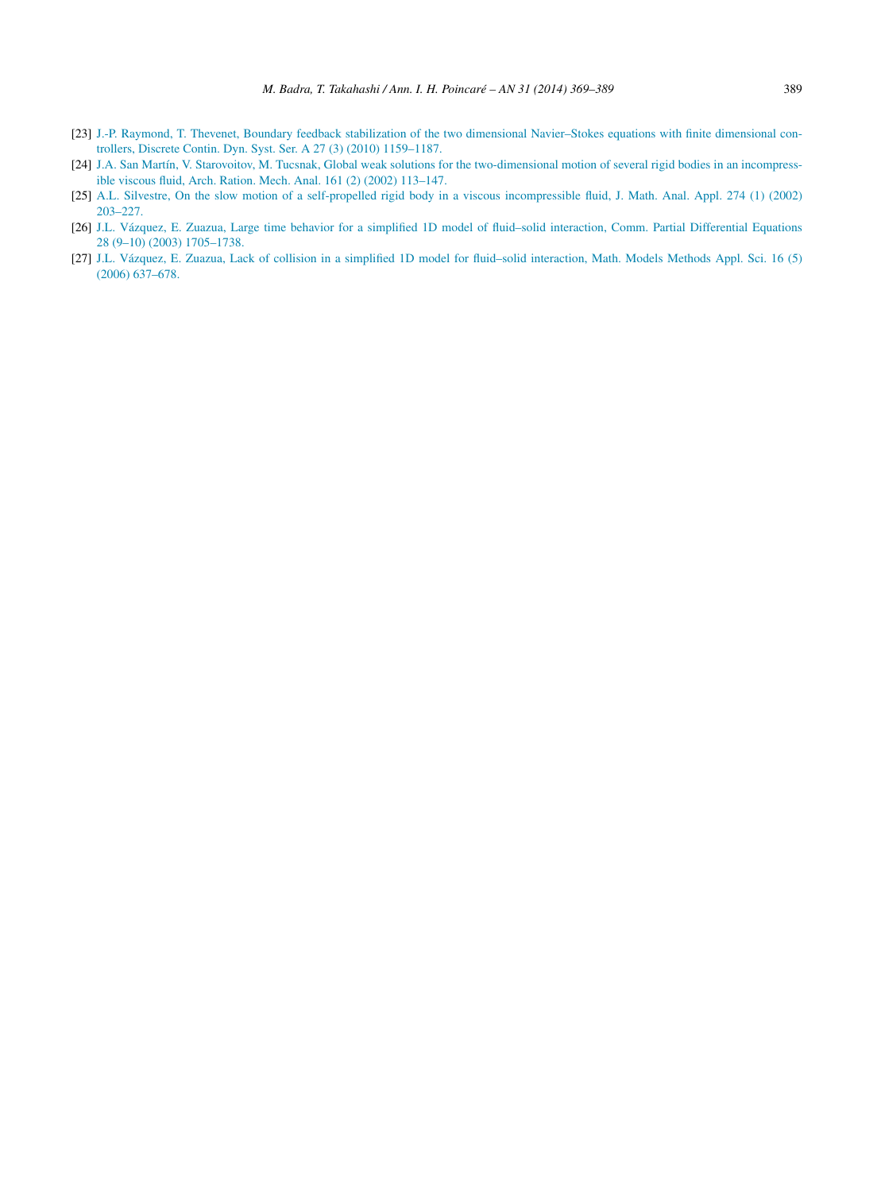[23] J.-P. Raymond, T. Thevenet, Boundary feedback stabilization of the two dimensional Navier–Stokes equations with finite dimensional controllers, Discrete Contin. Dyn. Syst. Ser. A 27 (3) (2010) 1159–1187.

[24] J.A. San Martín, V. Starovoitov, M. Tucsnak, Global weak solutions for the two-dimensional motion of several rigid bodies in an incompressible viscous fluid, Arch. Ration. Mech. Anal. 161 (2) (2002) 113–147.

[25] A.L. Silvestre, On the slow motion of a self-propelled rigid body in a viscous incompressible fluid, J. Math. Anal. Appl. 274 (1) (2002) 203–227.

[26] J.L. Vázquez, E. Zuazua, Large time behavior for a simplified 1D model of fluid–solid interaction, Comm. Partial Differential Equations 28 (9–10) (2003) 1705–1738.

[27] J.L. Vázquez, E. Zuazua, Lack of collision in a simplified 1D model for fluid–solid interaction, Math. Models Methods Appl. Sci. 16 (5) (2006) 637–678.